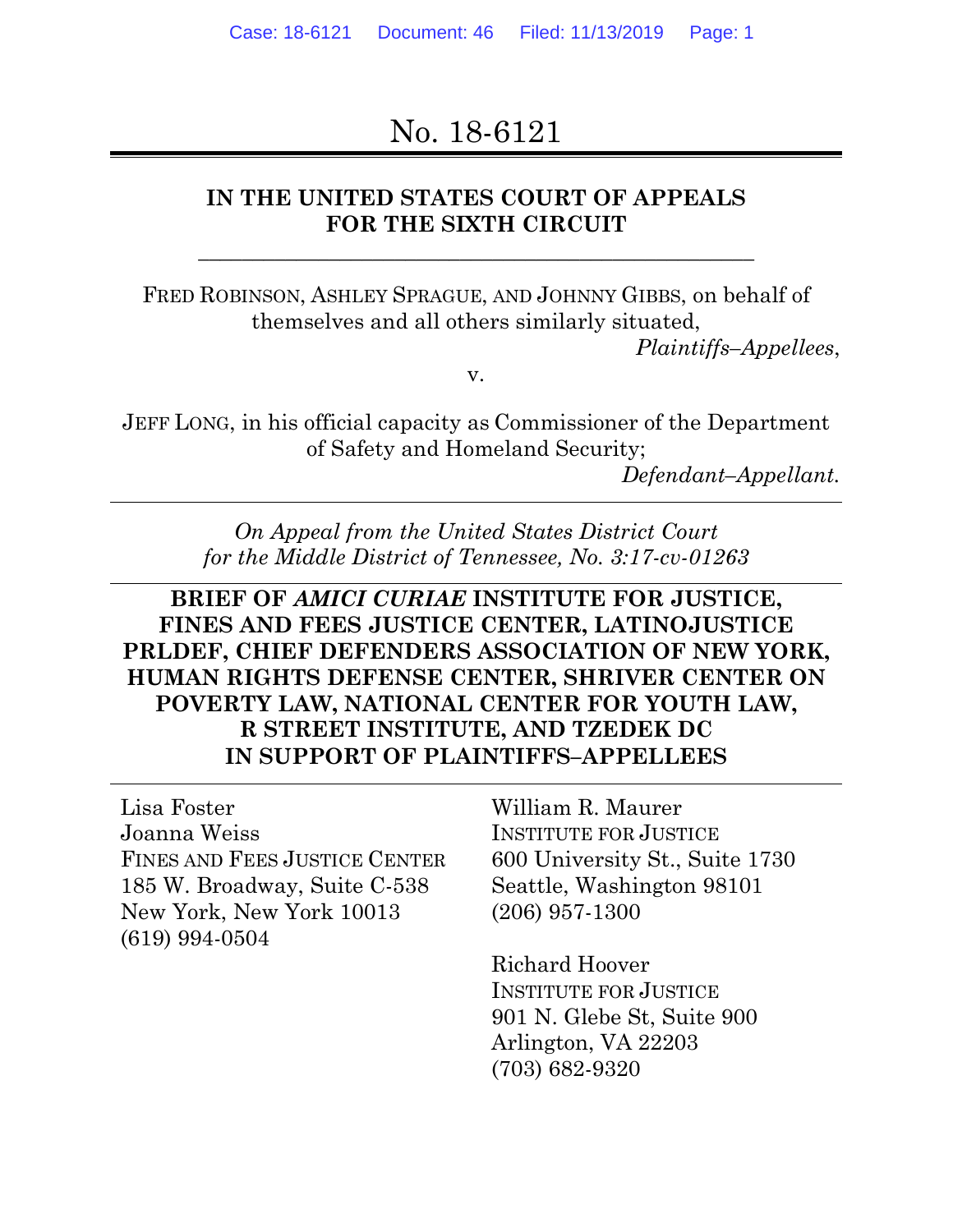# No. 18-6121

**IN THE UNITED STATES COURT OF APPEALS FOR THE SIXTH CIRCUIT**

---

FRED ROBINSON, ASHLEY SPRAGUE, AND JOHNNY GIBBS, on behalf of themselves and all others similarly situated,

*Plaintiffs–Appellees*,

v.

JEFF LONG, in his official capacity as Commissioner of the Department of Safety and Homeland Security;

*Defendant–Appellant.*

---

*On Appeal from the United States District Court for the Middle District of Tennessee, No. 3:17-cv-01263*

---

**BRIEF OF *AMICI CURIAE* INSTITUTE FOR JUSTICE, FINES AND FEES JUSTICE CENTER, LATINOJUSTICE PRLDEF, CHIEF DEFENDERS ASSOCIATION OF NEW YORK, HUMAN RIGHTS DEFENSE CENTER, SHRIVER CENTER ON POVERTY LAW, NATIONAL CENTER FOR YOUTH LAW, R STREET INSTITUTE, AND TZEDEK DC IN SUPPORT OF PLAINTIFFS–APPELLEES**

---

Lisa Foster
Joanna Weiss
FINES AND FEES JUSTICE CENTER
185 W. Broadway, Suite C-538
New York, New York 10013
(619) 994-0504

William R. Maurer
INSTITUTE FOR JUSTICE
600 University St., Suite 1730
Seattle, Washington 98101
(206) 957-1300

Richard Hoover
INSTITUTE FOR JUSTICE
901 N. Glebe St, Suite 900
Arlington, VA 22203
(703) 682-9320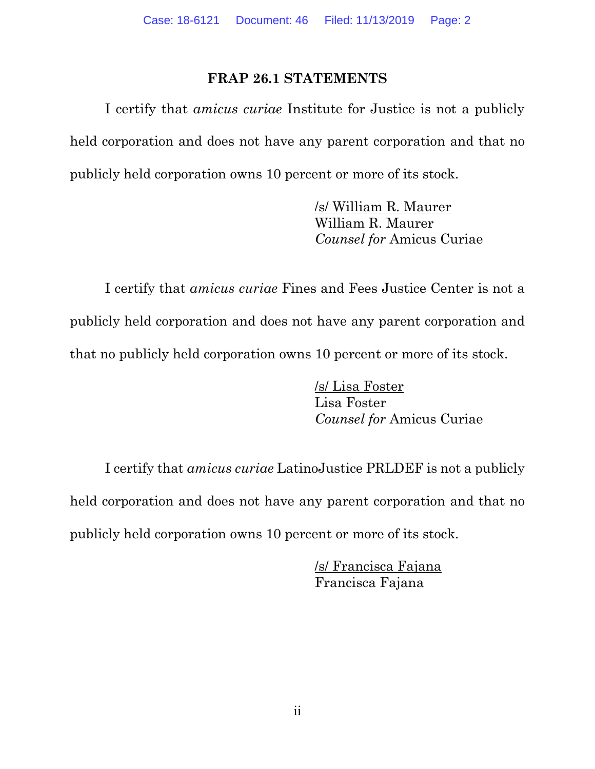## FRAP 26.1 STATEMENTS

I certify that *amicus curiae* Institute for Justice is not a publicly held corporation and does not have any parent corporation and that no publicly held corporation owns 10 percent or more of its stock.

/s/ William R. Maurer
William R. Maurer
*Counsel for* Amicus Curiae

I certify that *amicus curiae* Fines and Fees Justice Center is not a publicly held corporation and does not have any parent corporation and that no publicly held corporation owns 10 percent or more of its stock.

/s/ Lisa Foster
Lisa Foster
*Counsel for* Amicus Curiae

I certify that *amicus curiae* LatinoJustice PRLDEF is not a publicly held corporation and does not have any parent corporation and that no publicly held corporation owns 10 percent or more of its stock.

/s/ Francisca Fajana
Francisca Fajana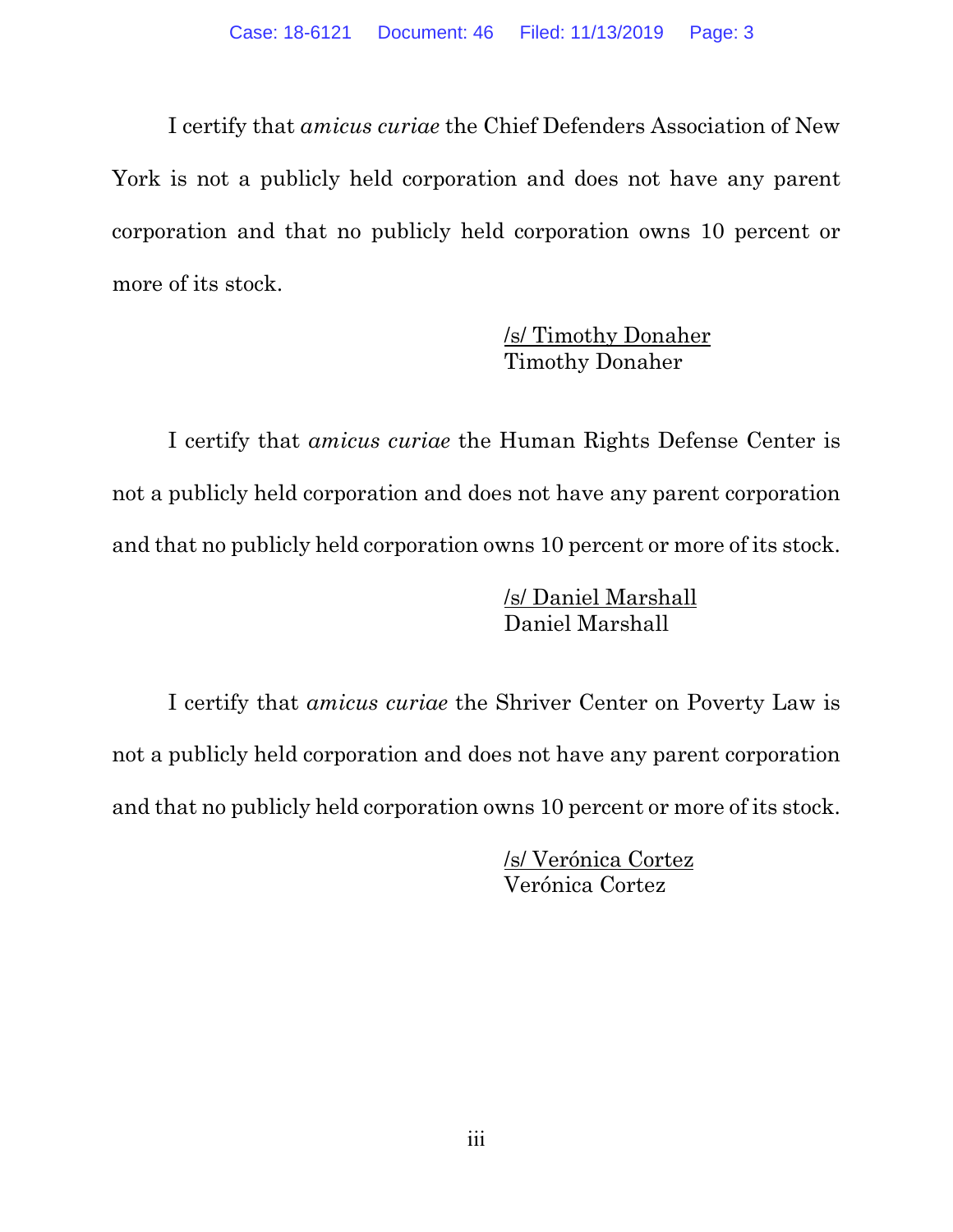I certify that *amicus curiae* the Chief Defenders Association of New York is not a publicly held corporation and does not have any parent corporation and that no publicly held corporation owns 10 percent or more of its stock.

/s/ Timothy Donaher
Timothy Donaher

I certify that *amicus curiae* the Human Rights Defense Center is not a publicly held corporation and does not have any parent corporation and that no publicly held corporation owns 10 percent or more of its stock.

/s/ Daniel Marshall
Daniel Marshall

I certify that *amicus curiae* the Shriver Center on Poverty Law is not a publicly held corporation and does not have any parent corporation and that no publicly held corporation owns 10 percent or more of its stock.

/s/ Verónica Cortez
Verónica Cortez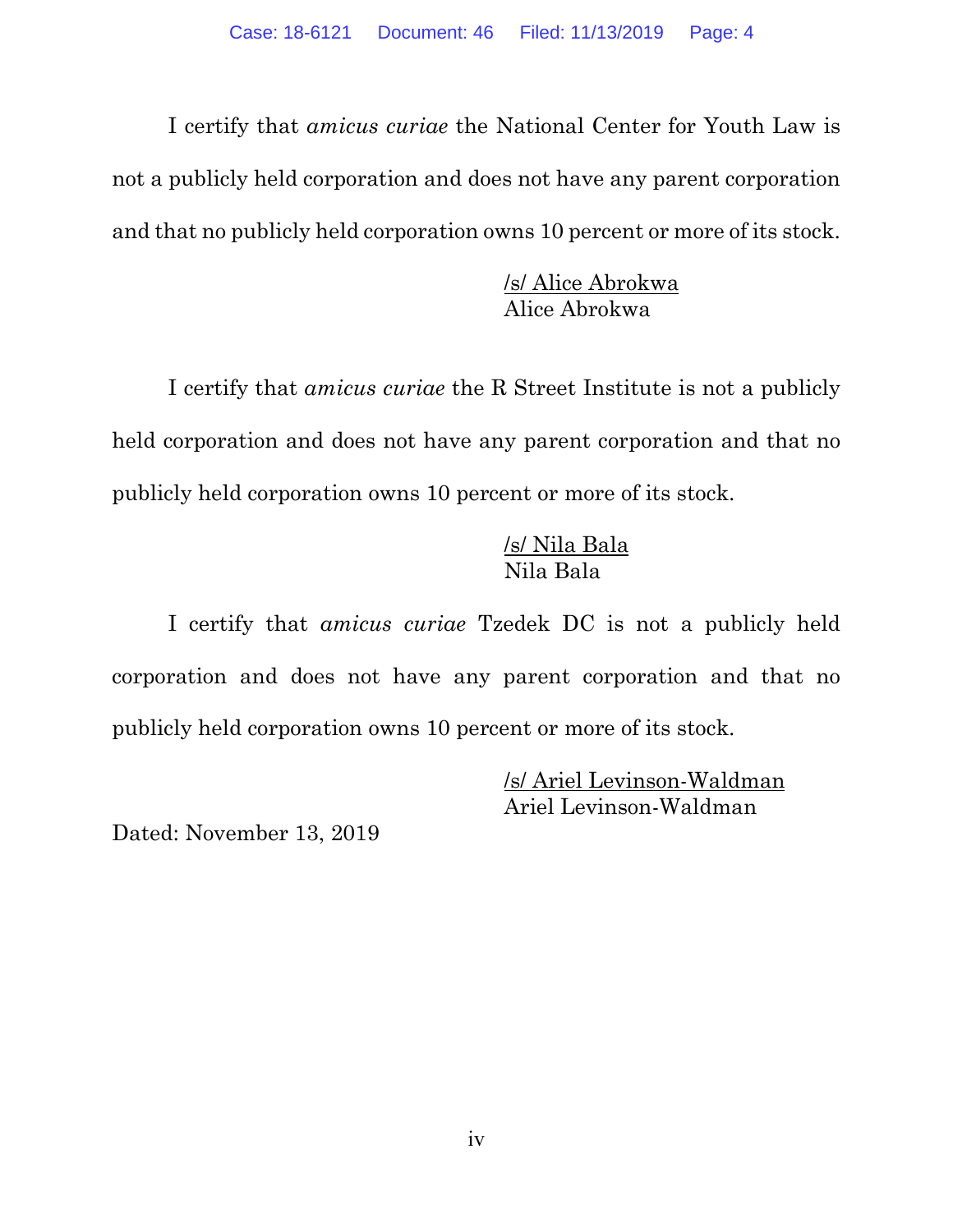I certify that *amicus curiae* the National Center for Youth Law is not a publicly held corporation and does not have any parent corporation and that no publicly held corporation owns 10 percent or more of its stock.

/s/ Alice Abrokwa
Alice Abrokwa

I certify that *amicus curiae* the R Street Institute is not a publicly held corporation and does not have any parent corporation and that no publicly held corporation owns 10 percent or more of its stock.

/s/ Nila Bala
Nila Bala

I certify that *amicus curiae* Tzedek DC is not a publicly held corporation and does not have any parent corporation and that no publicly held corporation owns 10 percent or more of its stock.

/s/ Ariel Levinson-Waldman
Ariel Levinson-Waldman

Dated: November 13, 2019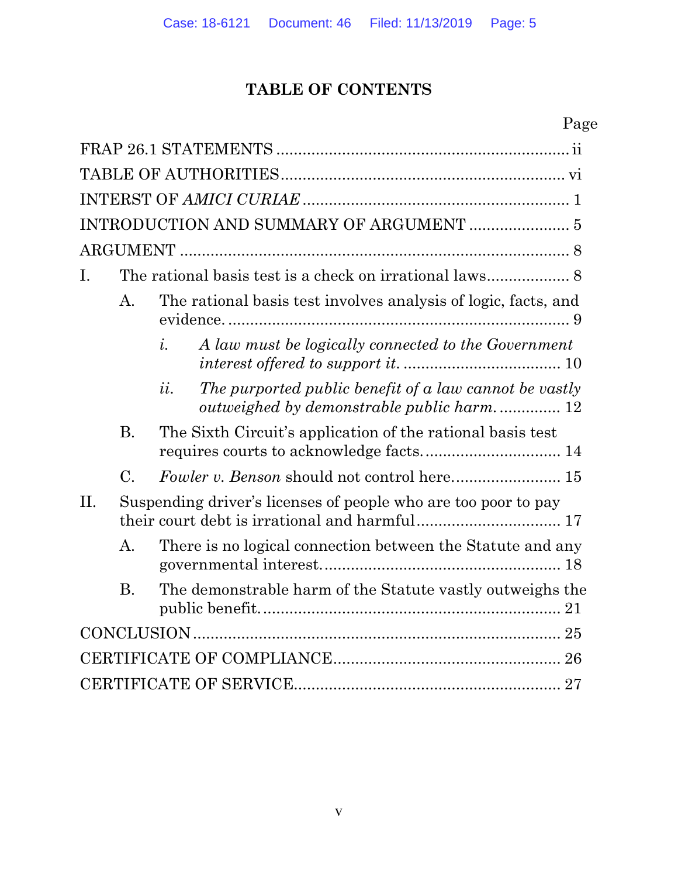# TABLE OF CONTENTS

Page

FRAP 26.1 STATEMENTS .................................................................. ii

TABLE OF AUTHORITIES ................................................................ vi

INTERST OF *AMICI CURIAE* ............................................................. 1

INTRODUCTION AND SUMMARY OF ARGUMENT ....................... 5

ARGUMENT ........................................................................................ 8

I. The rational basis test is a check on irrational laws .................. 8

   A. The rational basis test involves analysis of logic, facts, and evidence. ............................................................................ 9

      *i. A law must be logically connected to the Government interest offered to support it.* .................................... 10

      *ii. The purported public benefit of a law cannot be vastly outweighed by demonstrable public harm.* .............. 12

   B. The Sixth Circuit's application of the rational basis test requires courts to acknowledge facts. .............................. 14

   C. *Fowler v. Benson* should not control here. ........................ 15

II. Suspending driver's licenses of people who are too poor to pay their court debt is irrational and harmful ................................ 17

   A. There is no logical connection between the Statute and any governmental interest. ..................................................... 18

   B. The demonstrable harm of the Statute vastly outweighs the public benefit. .................................................................. 21

CONCLUSION .................................................................................... 25

CERTIFICATE OF COMPLIANCE ................................................... 26

CERTIFICATE OF SERVICE ............................................................ 27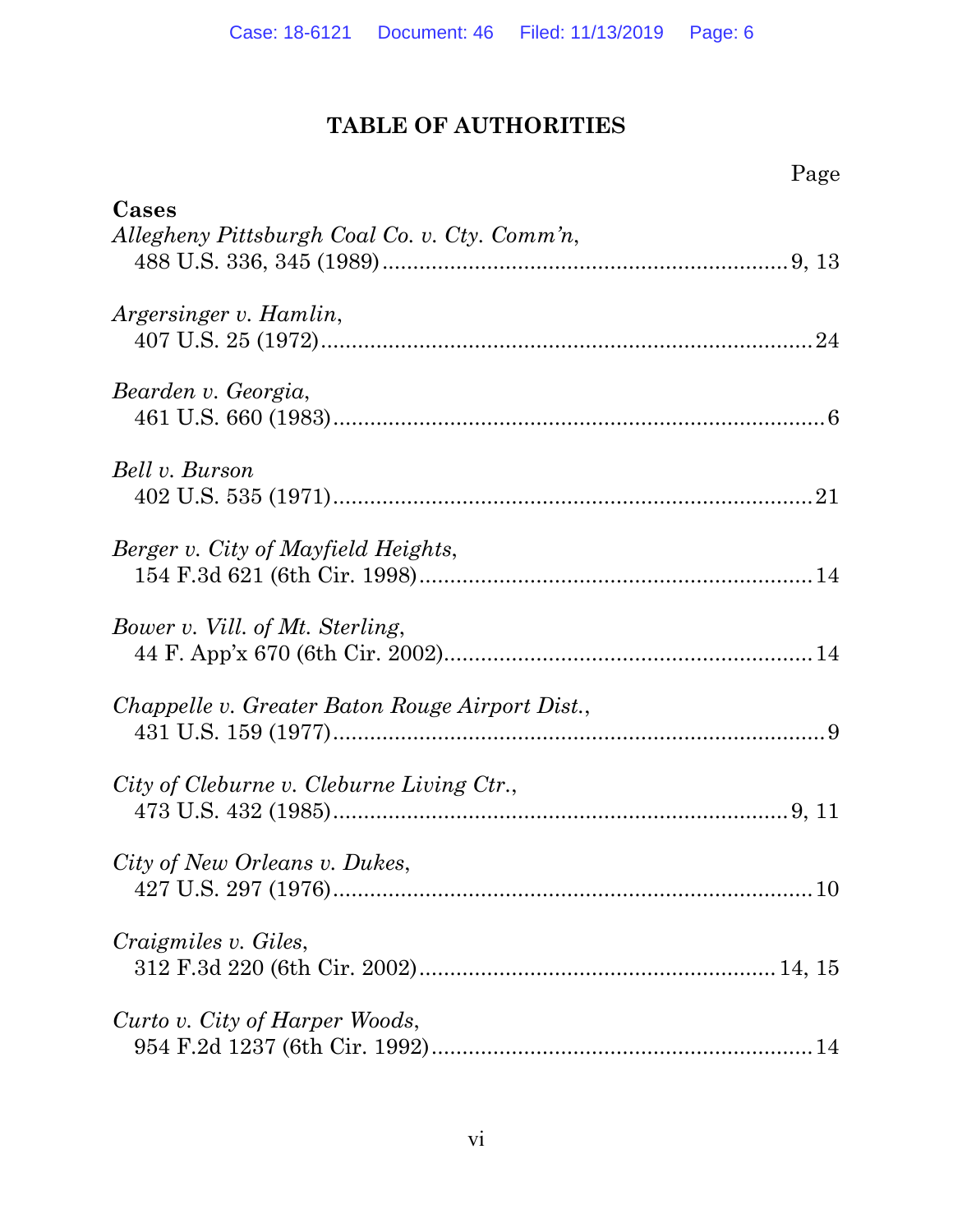# TABLE OF AUTHORITIES

Page

**Cases**

*Allegheny Pittsburgh Coal Co. v. Cty. Comm'n*,
488 U.S. 336, 345 (1989) .................................................................. 9, 13

*Argersinger v. Hamlin*,
407 U.S. 25 (1972) ................................................................................ 24

*Bearden v. Georgia*,
461 U.S. 660 (1983) ................................................................................ 6

*Bell v. Burson*
402 U.S. 535 (1971) .............................................................................. 21

*Berger v. City of Mayfield Heights*,
154 F.3d 621 (6th Cir. 1998) ............................................................... 14

*Bower v. Vill. of Mt. Sterling*,
44 F. App'x 670 (6th Cir. 2002) ........................................................... 14

*Chappelle v. Greater Baton Rouge Airport Dist.*,
431 U.S. 159 (1977) ................................................................................ 9

*City of Cleburne v. Cleburne Living Ctr.*,
473 U.S. 432 (1985) .......................................................................... 9, 11

*City of New Orleans v. Dukes*,
427 U.S. 297 (1976) .............................................................................. 10

*Craigmiles v. Giles*,
312 F.3d 220 (6th Cir. 2002) ......................................................... 14, 15

*Curto v. City of Harper Woods*,
954 F.2d 1237 (6th Cir. 1992) ............................................................. 14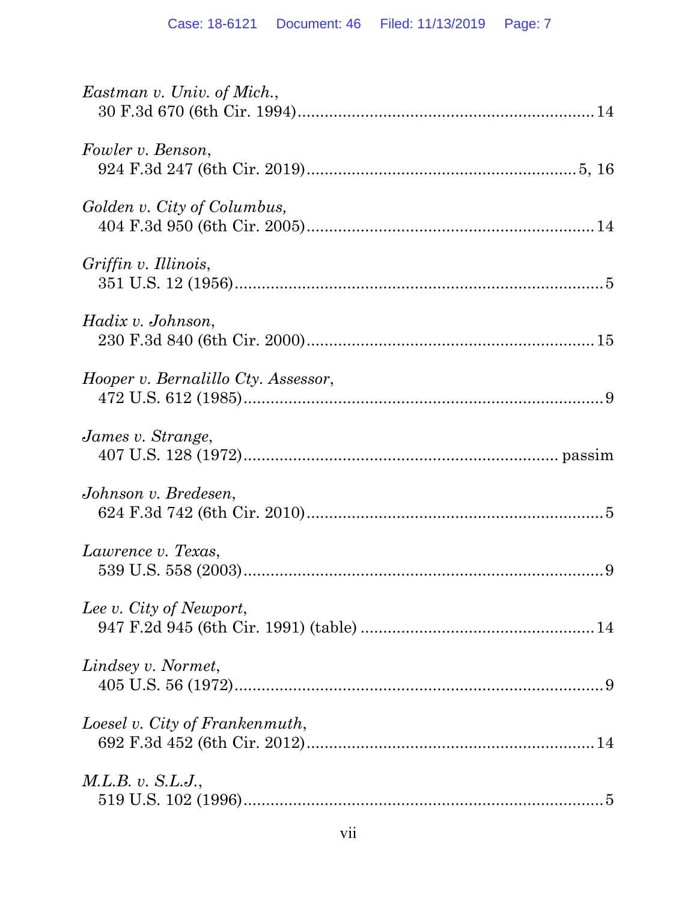*Eastman v. Univ. of Mich.*,
30 F.3d 670 (6th Cir. 1994)................................................................14

*Fowler v. Benson*,
924 F.3d 247 (6th Cir. 2019)..........................................................5, 16

*Golden v. City of Columbus,*
404 F.3d 950 (6th Cir. 2005)..............................................................14

*Griffin v. Illinois*,
351 U.S. 12 (1956)..................................................................................5

*Hadix v. Johnson*,
230 F.3d 840 (6th Cir. 2000)...............................................................15

*Hooper v. Bernalillo Cty. Assessor*,
472 U.S. 612 (1985)................................................................................9

*James v. Strange*,
407 U.S. 128 (1972).................................................................... passim

*Johnson v. Bredesen*,
624 F.3d 742 (6th Cir. 2010)................................................................5

*Lawrence v. Texas*,
539 U.S. 558 (2003)................................................................................9

*Lee v. City of Newport*,
947 F.2d 945 (6th Cir. 1991) (table) ...................................................14

*Lindsey v. Normet*,
405 U.S. 56 (1972)..................................................................................9

*Loesel v. City of Frankenmuth*,
692 F.3d 452 (6th Cir. 2012)...............................................................14

*M.L.B. v. S.L.J.*,
519 U.S. 102 (1996)................................................................................5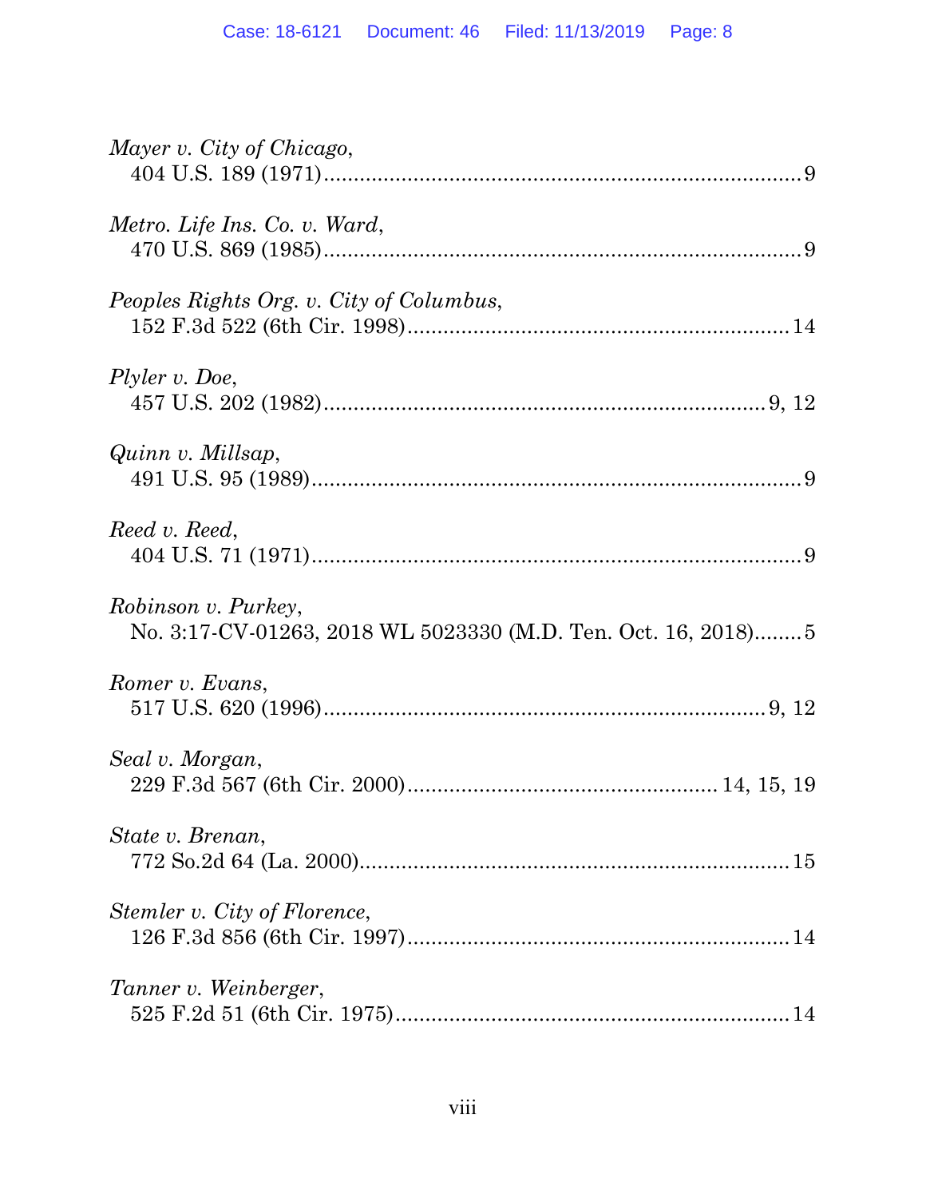*Mayer v. City of Chicago*,
404 U.S. 189 (1971)................................................................................9

*Metro. Life Ins. Co. v. Ward*,
470 U.S. 869 (1985)................................................................................9

*Peoples Rights Org. v. City of Columbus*,
152 F.3d 522 (6th Cir. 1998)...............................................................14

*Plyler v. Doe*,
457 U.S. 202 (1982)........................................................................9, 12

*Quinn v. Millsap*,
491 U.S. 95 (1989)..................................................................................9

*Reed v. Reed*,
404 U.S. 71 (1971)..................................................................................9

*Robinson v. Purkey*,
No. 3:17-CV-01263, 2018 WL 5023330 (M.D. Ten. Oct. 16, 2018)........5

*Romer v. Evans*,
517 U.S. 620 (1996)........................................................................9, 12

*Seal v. Morgan*,
229 F.3d 567 (6th Cir. 2000).................................................. 14, 15, 19

*State v. Brenan*,
772 So.2d 64 (La. 2000).......................................................................15

*Stemler v. City of Florence*,
126 F.3d 856 (6th Cir. 1997)...............................................................14

*Tanner v. Weinberger*,
525 F.2d 51 (6th Cir. 1975).................................................................14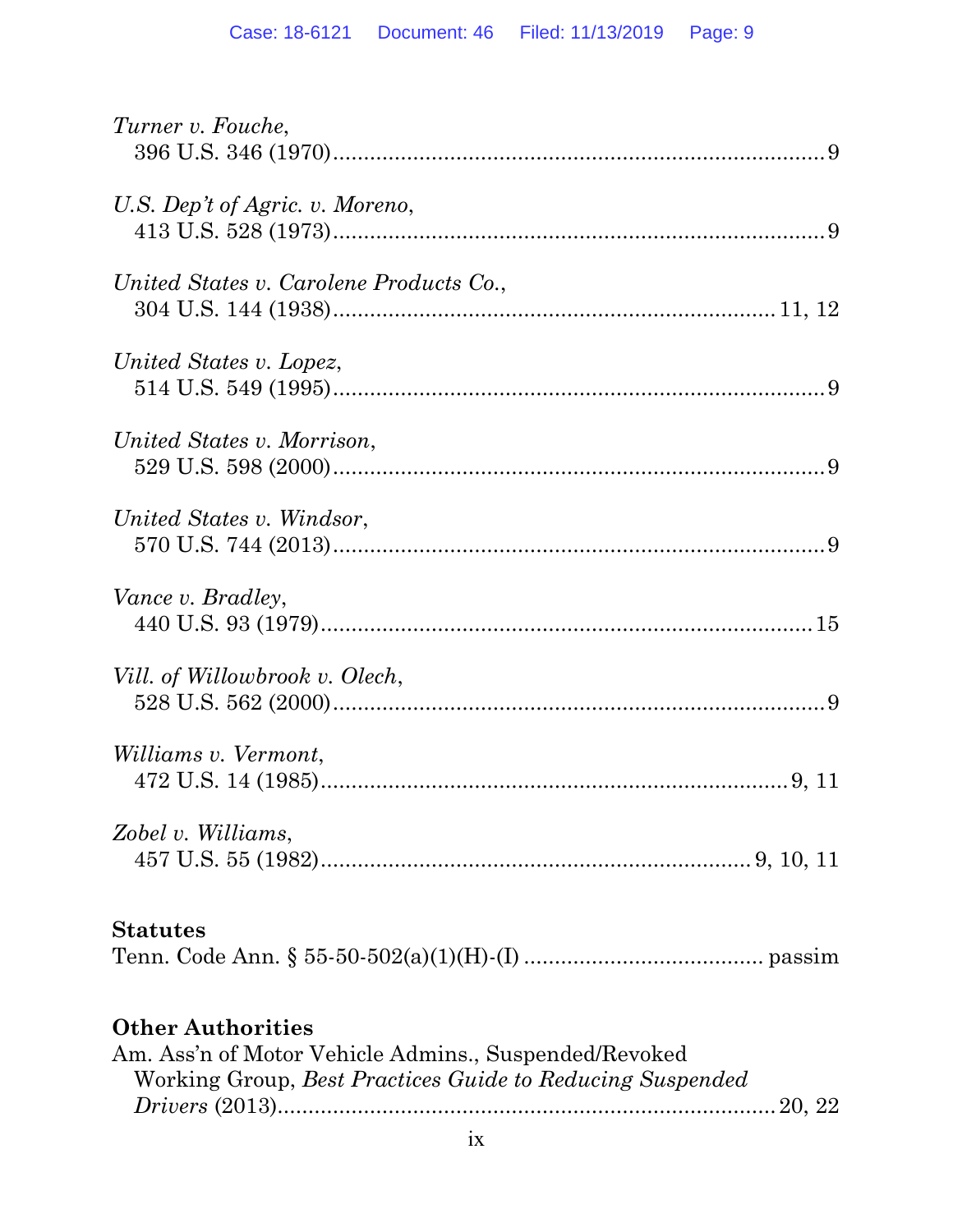*Turner v. Fouche*,
396 U.S. 346 (1970)................................................................................9

*U.S. Dep't of Agric. v. Moreno*,
413 U.S. 528 (1973)................................................................................9

*United States v. Carolene Products Co.*,
304 U.S. 144 (1938)..........................................................................11, 12

*United States v. Lopez*,
514 U.S. 549 (1995)................................................................................9

*United States v. Morrison*,
529 U.S. 598 (2000)................................................................................9

*United States v. Windsor*,
570 U.S. 744 (2013)................................................................................9

*Vance v. Bradley*,
440 U.S. 93 (1979)................................................................................15

*Vill. of Willowbrook v. Olech*,
528 U.S. 562 (2000)................................................................................9

*Williams v. Vermont*,
472 U.S. 14 (1985)..............................................................................9, 11

*Zobel v. Williams*,
457 U.S. 55 (1982).........................................................................9, 10, 11

**Statutes**

Tenn. Code Ann. § 55-50-502(a)(1)(H)-(I) ...................................... passim

**Other Authorities**

Am. Ass'n of Motor Vehicle Admins., Suspended/Revoked Working Group, *Best Practices Guide to Reducing Suspended Drivers* (2013)..............................................................................20, 22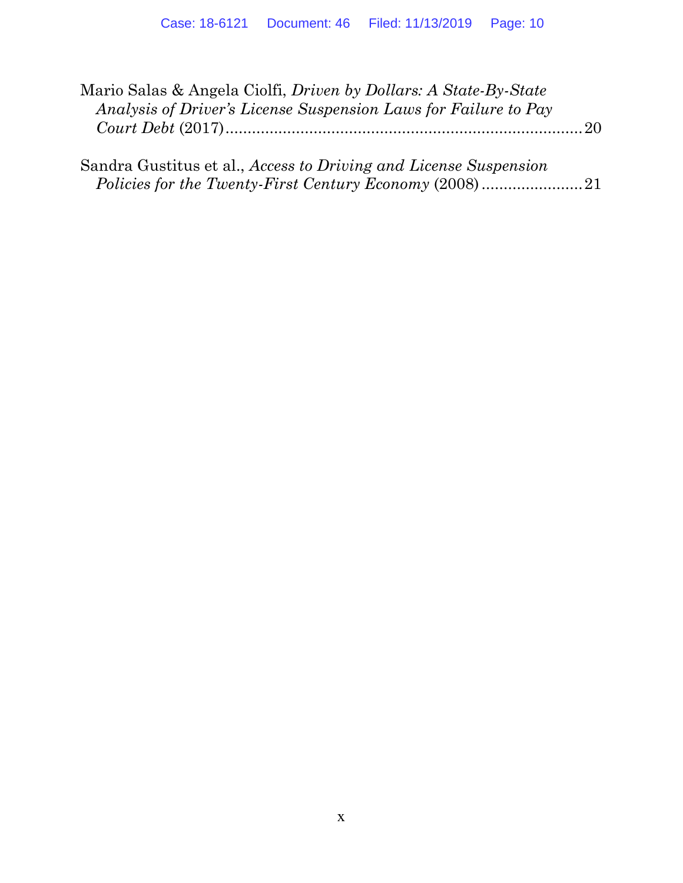Mario Salas & Angela Ciolfi, *Driven by Dollars: A State-By-State Analysis of Driver's License Suspension Laws for Failure to Pay Court Debt* (2017) .................................................................................. 20

Sandra Gustitus et al., *Access to Driving and License Suspension Policies for the Twenty-First Century Economy* (2008) ....................... 21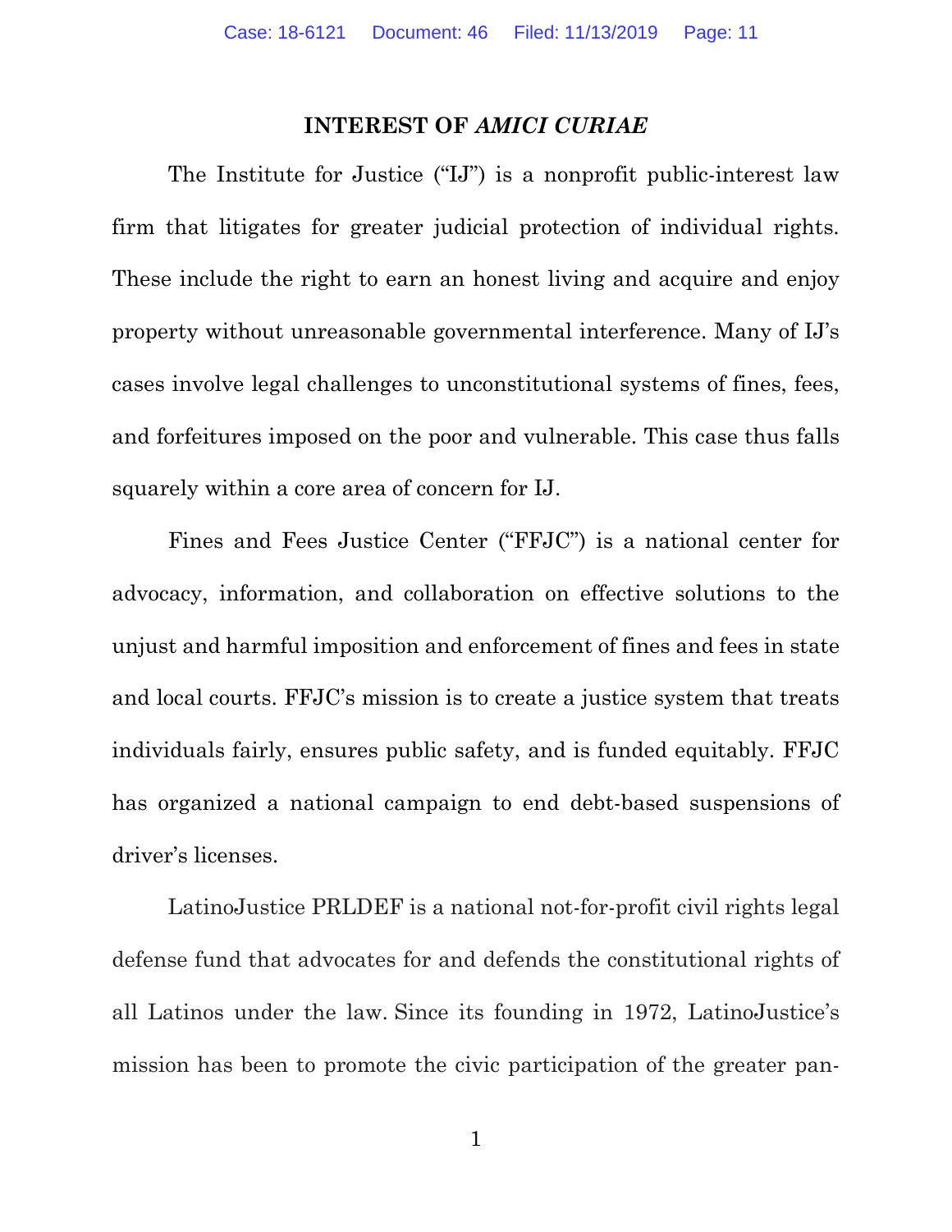## INTEREST OF *AMICI CURIAE*

The Institute for Justice ("IJ") is a nonprofit public-interest law firm that litigates for greater judicial protection of individual rights. These include the right to earn an honest living and acquire and enjoy property without unreasonable governmental interference. Many of IJ's cases involve legal challenges to unconstitutional systems of fines, fees, and forfeitures imposed on the poor and vulnerable. This case thus falls squarely within a core area of concern for IJ.

Fines and Fees Justice Center ("FFJC") is a national center for advocacy, information, and collaboration on effective solutions to the unjust and harmful imposition and enforcement of fines and fees in state and local courts. FFJC's mission is to create a justice system that treats individuals fairly, ensures public safety, and is funded equitably. FFJC has organized a national campaign to end debt-based suspensions of driver's licenses.

LatinoJustice PRLDEF is a national not-for-profit civil rights legal defense fund that advocates for and defends the constitutional rights of all Latinos under the law. Since its founding in 1972, LatinoJustice's mission has been to promote the civic participation of the greater pan-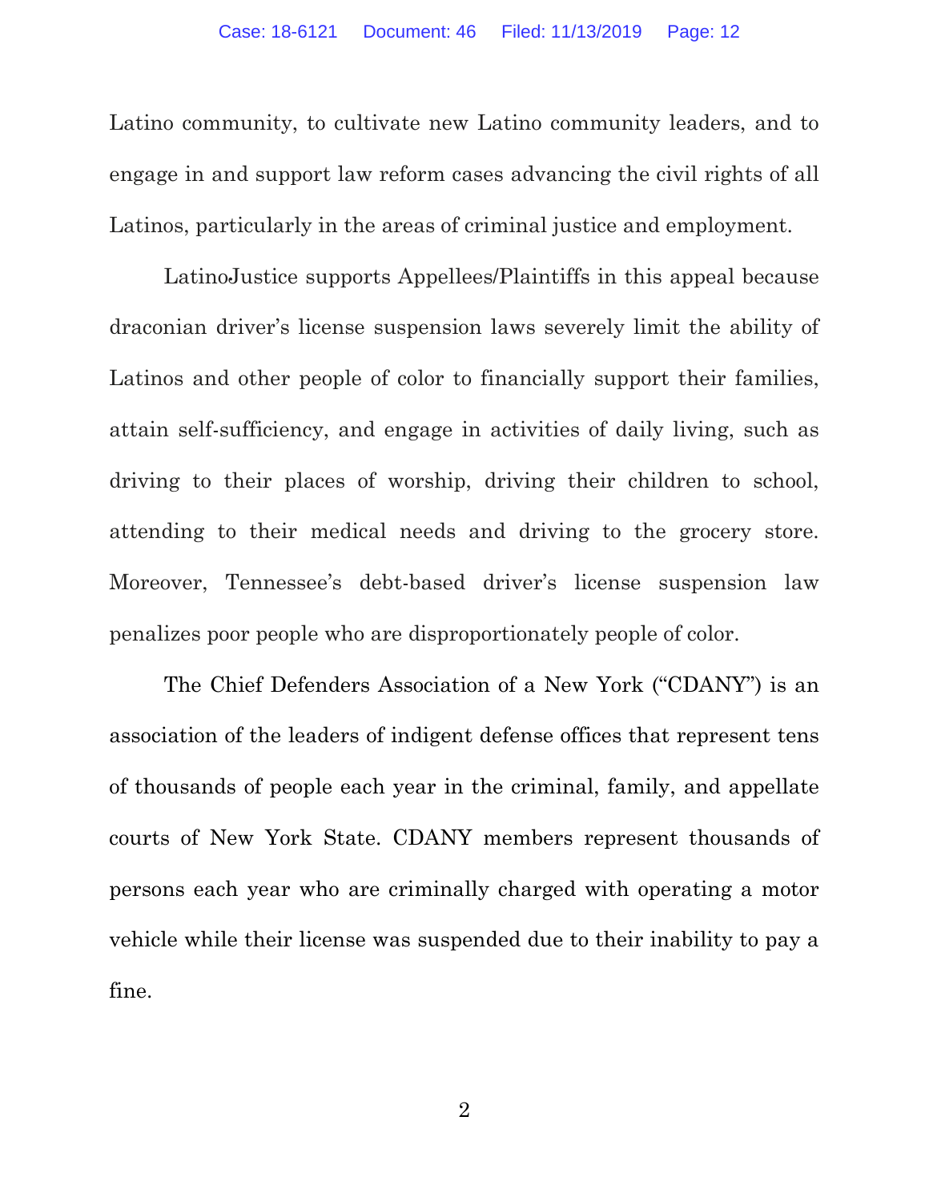Latino community, to cultivate new Latino community leaders, and to engage in and support law reform cases advancing the civil rights of all Latinos, particularly in the areas of criminal justice and employment.

LatinoJustice supports Appellees/Plaintiffs in this appeal because draconian driver's license suspension laws severely limit the ability of Latinos and other people of color to financially support their families, attain self-sufficiency, and engage in activities of daily living, such as driving to their places of worship, driving their children to school, attending to their medical needs and driving to the grocery store. Moreover, Tennessee's debt-based driver's license suspension law penalizes poor people who are disproportionately people of color.

The Chief Defenders Association of a New York ("CDANY") is an association of the leaders of indigent defense offices that represent tens of thousands of people each year in the criminal, family, and appellate courts of New York State. CDANY members represent thousands of persons each year who are criminally charged with operating a motor vehicle while their license was suspended due to their inability to pay a fine.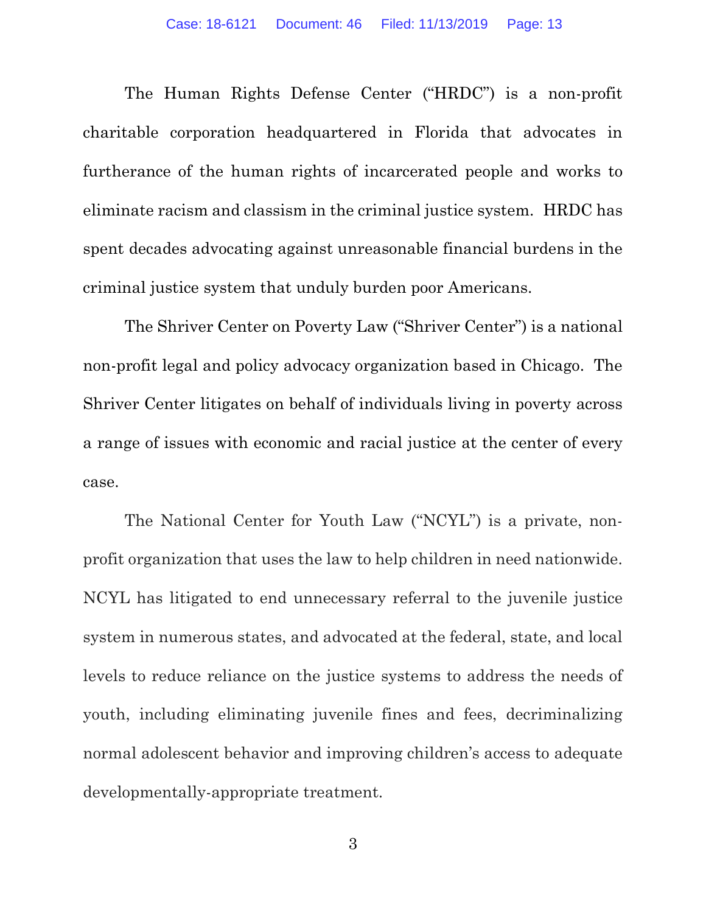The Human Rights Defense Center ("HRDC") is a non-profit charitable corporation headquartered in Florida that advocates in furtherance of the human rights of incarcerated people and works to eliminate racism and classism in the criminal justice system. HRDC has spent decades advocating against unreasonable financial burdens in the criminal justice system that unduly burden poor Americans.

The Shriver Center on Poverty Law ("Shriver Center") is a national non-profit legal and policy advocacy organization based in Chicago. The Shriver Center litigates on behalf of individuals living in poverty across a range of issues with economic and racial justice at the center of every case.

The National Center for Youth Law ("NCYL") is a private, non-profit organization that uses the law to help children in need nationwide. NCYL has litigated to end unnecessary referral to the juvenile justice system in numerous states, and advocated at the federal, state, and local levels to reduce reliance on the justice systems to address the needs of youth, including eliminating juvenile fines and fees, decriminalizing normal adolescent behavior and improving children's access to adequate developmentally-appropriate treatment.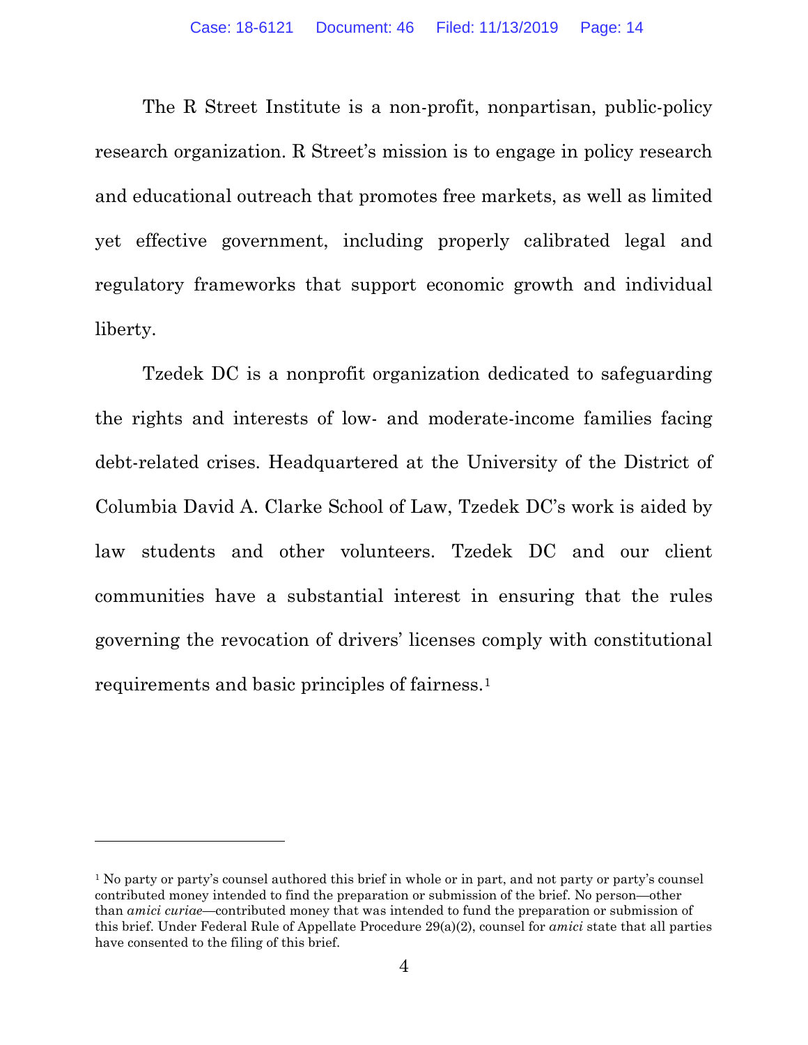The R Street Institute is a non-profit, nonpartisan, public-policy research organization. R Street's mission is to engage in policy research and educational outreach that promotes free markets, as well as limited yet effective government, including properly calibrated legal and regulatory frameworks that support economic growth and individual liberty.

Tzedek DC is a nonprofit organization dedicated to safeguarding the rights and interests of low- and moderate-income families facing debt-related crises. Headquartered at the University of the District of Columbia David A. Clarke School of Law, Tzedek DC's work is aided by law students and other volunteers. Tzedek DC and our client communities have a substantial interest in ensuring that the rules governing the revocation of drivers' licenses comply with constitutional requirements and basic principles of fairness.[1]

---

[1] No party or party's counsel authored this brief in whole or in part, and not party or party's counsel contributed money intended to find the preparation or submission of the brief. No person—other than *amici curiae*—contributed money that was intended to fund the preparation or submission of this brief. Under Federal Rule of Appellate Procedure 29(a)(2), counsel for *amici* state that all parties have consented to the filing of this brief.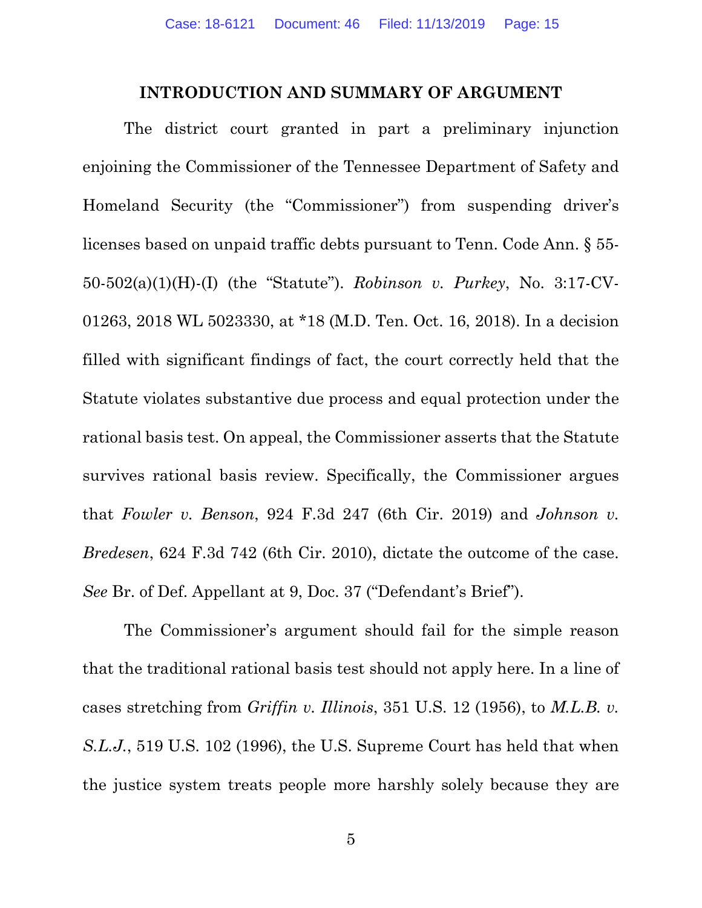## INTRODUCTION AND SUMMARY OF ARGUMENT

The district court granted in part a preliminary injunction enjoining the Commissioner of the Tennessee Department of Safety and Homeland Security (the "Commissioner") from suspending driver's licenses based on unpaid traffic debts pursuant to Tenn. Code Ann. § 55-50-502(a)(1)(H)-(I) (the "Statute"). *Robinson v. Purkey*, No. 3:17-CV-01263, 2018 WL 5023330, at *18 (M.D. Ten. Oct. 16, 2018). In a decision filled with significant findings of fact, the court correctly held that the Statute violates substantive due process and equal protection under the rational basis test. On appeal, the Commissioner asserts that the Statute survives rational basis review. Specifically, the Commissioner argues that *Fowler v. Benson*, 924 F.3d 247 (6th Cir. 2019) and *Johnson v. Bredesen*, 624 F.3d 742 (6th Cir. 2010), dictate the outcome of the case. *See* Br. of Def. Appellant at 9, Doc. 37 ("Defendant's Brief").

The Commissioner's argument should fail for the simple reason that the traditional rational basis test should not apply here. In a line of cases stretching from *Griffin v. Illinois*, 351 U.S. 12 (1956), to *M.L.B. v. S.L.J.*, 519 U.S. 102 (1996), the U.S. Supreme Court has held that when the justice system treats people more harshly solely because they are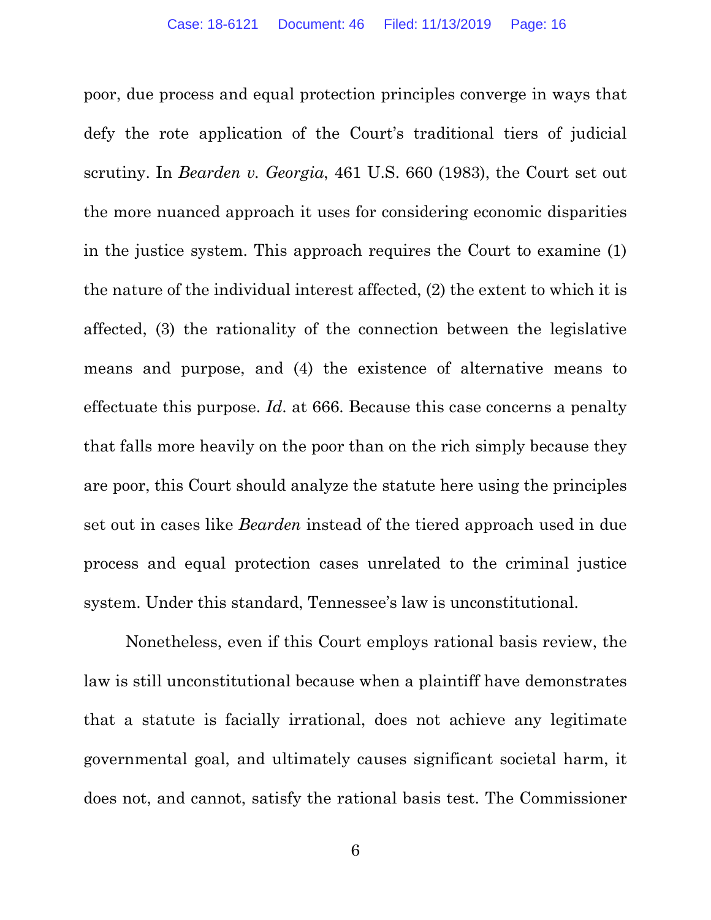poor, due process and equal protection principles converge in ways that defy the rote application of the Court's traditional tiers of judicial scrutiny. In *Bearden v. Georgia*, 461 U.S. 660 (1983), the Court set out the more nuanced approach it uses for considering economic disparities in the justice system. This approach requires the Court to examine (1) the nature of the individual interest affected, (2) the extent to which it is affected, (3) the rationality of the connection between the legislative means and purpose, and (4) the existence of alternative means to effectuate this purpose. *Id.* at 666. Because this case concerns a penalty that falls more heavily on the poor than on the rich simply because they are poor, this Court should analyze the statute here using the principles set out in cases like *Bearden* instead of the tiered approach used in due process and equal protection cases unrelated to the criminal justice system. Under this standard, Tennessee's law is unconstitutional.

Nonetheless, even if this Court employs rational basis review, the law is still unconstitutional because when a plaintiff have demonstrates that a statute is facially irrational, does not achieve any legitimate governmental goal, and ultimately causes significant societal harm, it does not, and cannot, satisfy the rational basis test. The Commissioner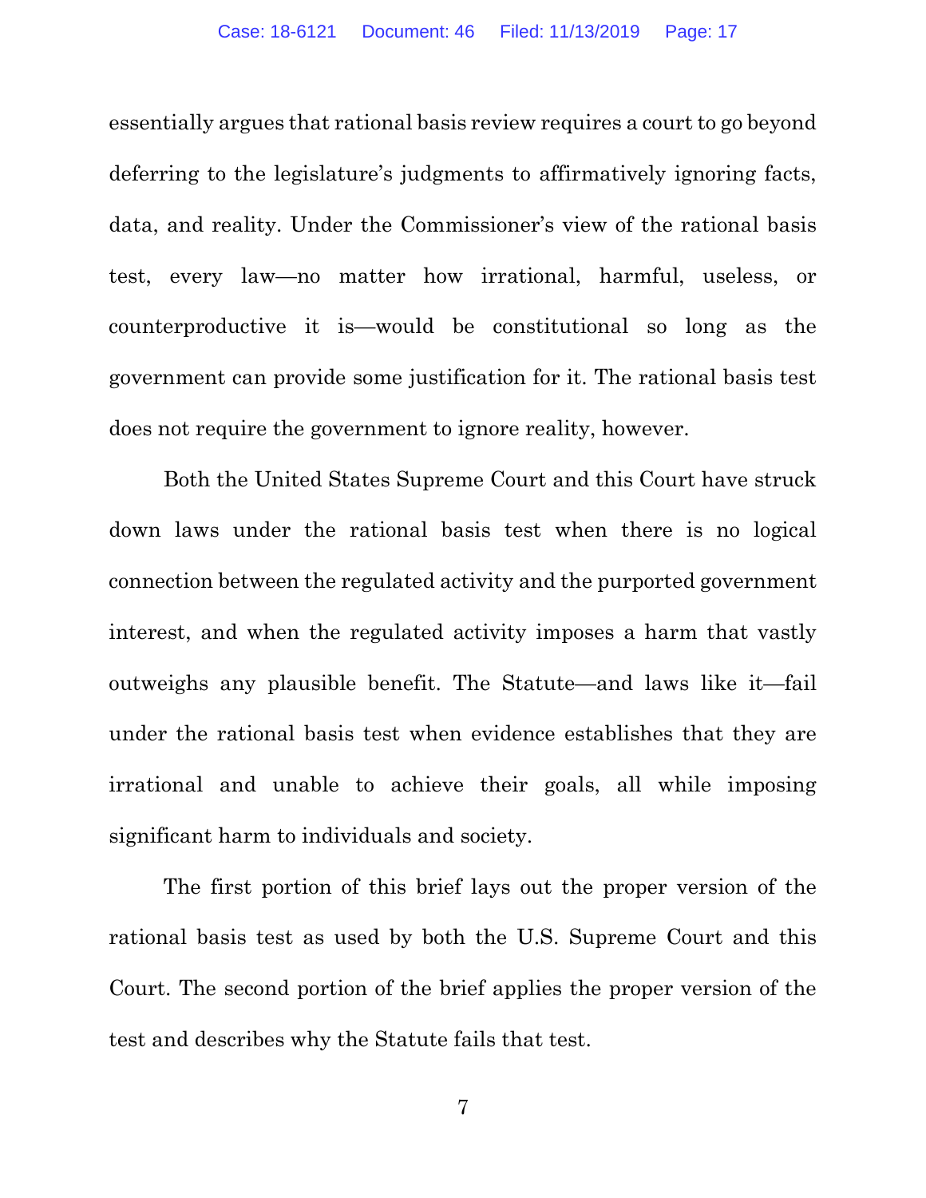essentially argues that rational basis review requires a court to go beyond deferring to the legislature's judgments to affirmatively ignoring facts, data, and reality. Under the Commissioner's view of the rational basis test, every law—no matter how irrational, harmful, useless, or counterproductive it is—would be constitutional so long as the government can provide some justification for it. The rational basis test does not require the government to ignore reality, however.

Both the United States Supreme Court and this Court have struck down laws under the rational basis test when there is no logical connection between the regulated activity and the purported government interest, and when the regulated activity imposes a harm that vastly outweighs any plausible benefit. The Statute—and laws like it—fail under the rational basis test when evidence establishes that they are irrational and unable to achieve their goals, all while imposing significant harm to individuals and society.

The first portion of this brief lays out the proper version of the rational basis test as used by both the U.S. Supreme Court and this Court. The second portion of the brief applies the proper version of the test and describes why the Statute fails that test.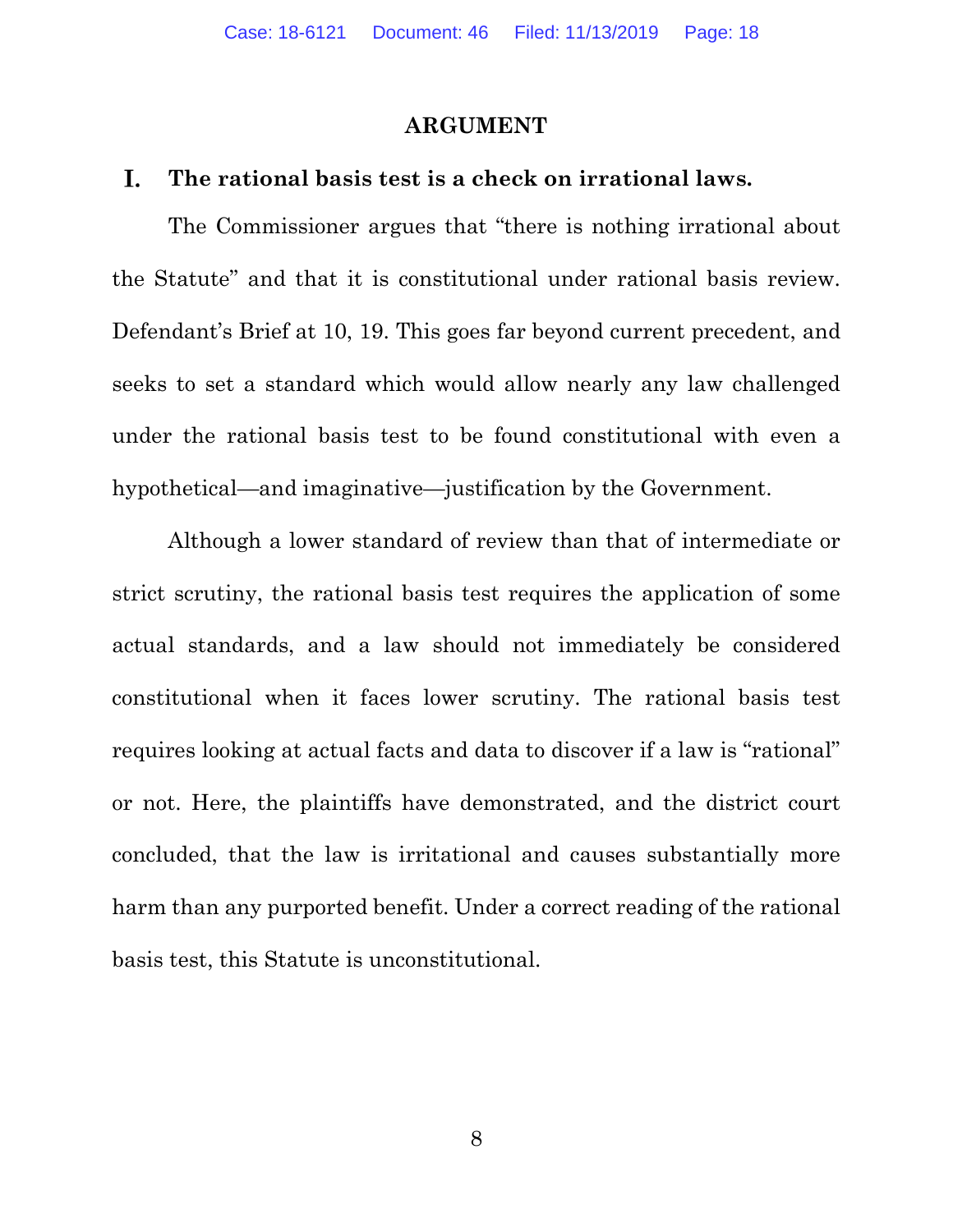# ARGUMENT

## I. The rational basis test is a check on irrational laws.

The Commissioner argues that "there is nothing irrational about the Statute" and that it is constitutional under rational basis review. Defendant's Brief at 10, 19. This goes far beyond current precedent, and seeks to set a standard which would allow nearly any law challenged under the rational basis test to be found constitutional with even a hypothetical—and imaginative—justification by the Government.

Although a lower standard of review than that of intermediate or strict scrutiny, the rational basis test requires the application of some actual standards, and a law should not immediately be considered constitutional when it faces lower scrutiny. The rational basis test requires looking at actual facts and data to discover if a law is "rational" or not. Here, the plaintiffs have demonstrated, and the district court concluded, that the law is irritational and causes substantially more harm than any purported benefit. Under a correct reading of the rational basis test, this Statute is unconstitutional.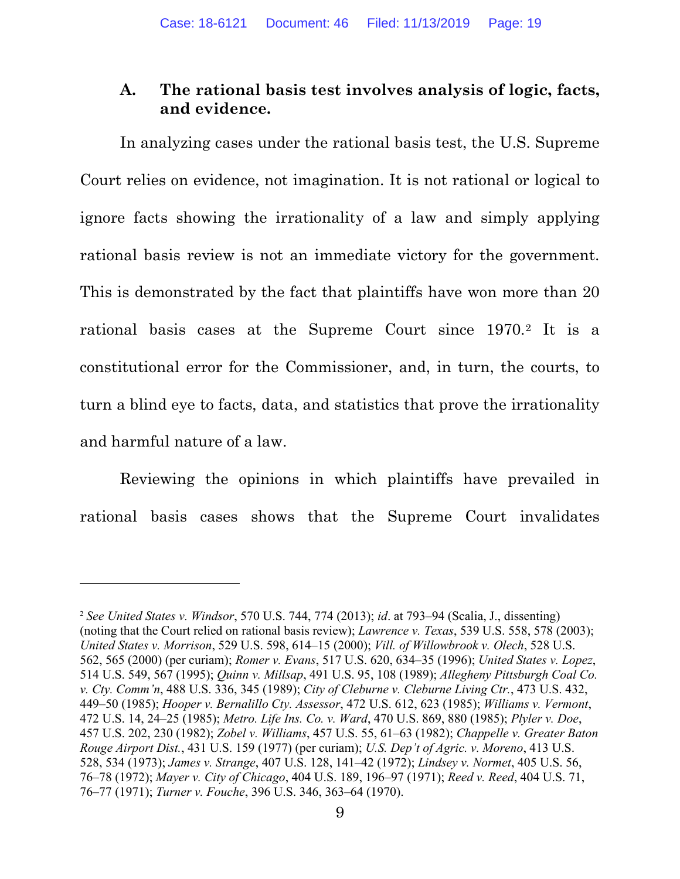### A. The rational basis test involves analysis of logic, facts, and evidence.

In analyzing cases under the rational basis test, the U.S. Supreme Court relies on evidence, not imagination. It is not rational or logical to ignore facts showing the irrationality of a law and simply applying rational basis review is not an immediate victory for the government. This is demonstrated by the fact that plaintiffs have won more than 20 rational basis cases at the Supreme Court since 1970.[2] It is a constitutional error for the Commissioner, and, in turn, the courts, to turn a blind eye to facts, data, and statistics that prove the irrationality and harmful nature of a law.

Reviewing the opinions in which plaintiffs have prevailed in rational basis cases shows that the Supreme Court invalidates

---

[2] *See United States v. Windsor*, 570 U.S. 744, 774 (2013); *id*. at 793–94 (Scalia, J., dissenting) (noting that the Court relied on rational basis review); *Lawrence v. Texas*, 539 U.S. 558, 578 (2003); *United States v. Morrison*, 529 U.S. 598, 614–15 (2000); *Vill. of Willowbrook v. Olech*, 528 U.S. 562, 565 (2000) (per curiam); *Romer v. Evans*, 517 U.S. 620, 634–35 (1996); *United States v. Lopez*, 514 U.S. 549, 567 (1995); *Quinn v. Millsap*, 491 U.S. 95, 108 (1989); *Allegheny Pittsburgh Coal Co. v. Cty. Comm'n*, 488 U.S. 336, 345 (1989); *City of Cleburne v. Cleburne Living Ctr.*, 473 U.S. 432, 449–50 (1985); *Hooper v. Bernalillo Cty. Assessor*, 472 U.S. 612, 623 (1985); *Williams v. Vermont*, 472 U.S. 14, 24–25 (1985); *Metro. Life Ins. Co. v. Ward*, 470 U.S. 869, 880 (1985); *Plyler v. Doe*, 457 U.S. 202, 230 (1982); *Zobel v. Williams*, 457 U.S. 55, 61–63 (1982); *Chappelle v. Greater Baton Rouge Airport Dist.*, 431 U.S. 159 (1977) (per curiam); *U.S. Dep't of Agric. v. Moreno*, 413 U.S. 528, 534 (1973); *James v. Strange*, 407 U.S. 128, 141–42 (1972); *Lindsey v. Normet*, 405 U.S. 56, 76–78 (1972); *Mayer v. City of Chicago*, 404 U.S. 189, 196–97 (1971); *Reed v. Reed*, 404 U.S. 71, 76–77 (1971); *Turner v. Fouche*, 396 U.S. 346, 363–64 (1970).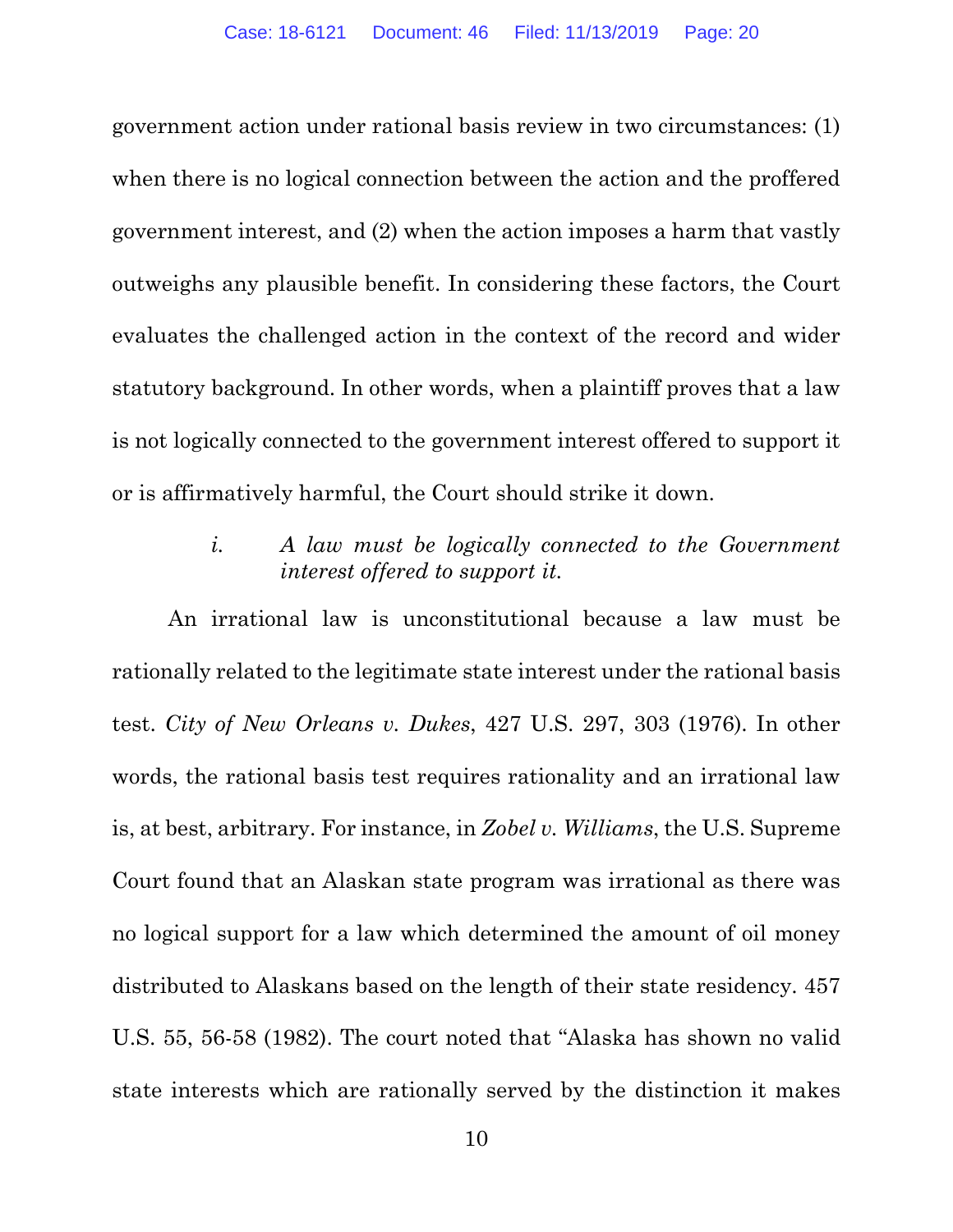government action under rational basis review in two circumstances: (1) when there is no logical connection between the action and the proffered government interest, and (2) when the action imposes a harm that vastly outweighs any plausible benefit. In considering these factors, the Court evaluates the challenged action in the context of the record and wider statutory background. In other words, when a plaintiff proves that a law is not logically connected to the government interest offered to support it or is affirmatively harmful, the Court should strike it down.

*i. A law must be logically connected to the Government interest offered to support it.*

An irrational law is unconstitutional because a law must be rationally related to the legitimate state interest under the rational basis test. *City of New Orleans v. Dukes*, 427 U.S. 297, 303 (1976). In other words, the rational basis test requires rationality and an irrational law is, at best, arbitrary. For instance, in *Zobel v. Williams*, the U.S. Supreme Court found that an Alaskan state program was irrational as there was no logical support for a law which determined the amount of oil money distributed to Alaskans based on the length of their state residency. 457 U.S. 55, 56-58 (1982). The court noted that "Alaska has shown no valid state interests which are rationally served by the distinction it makes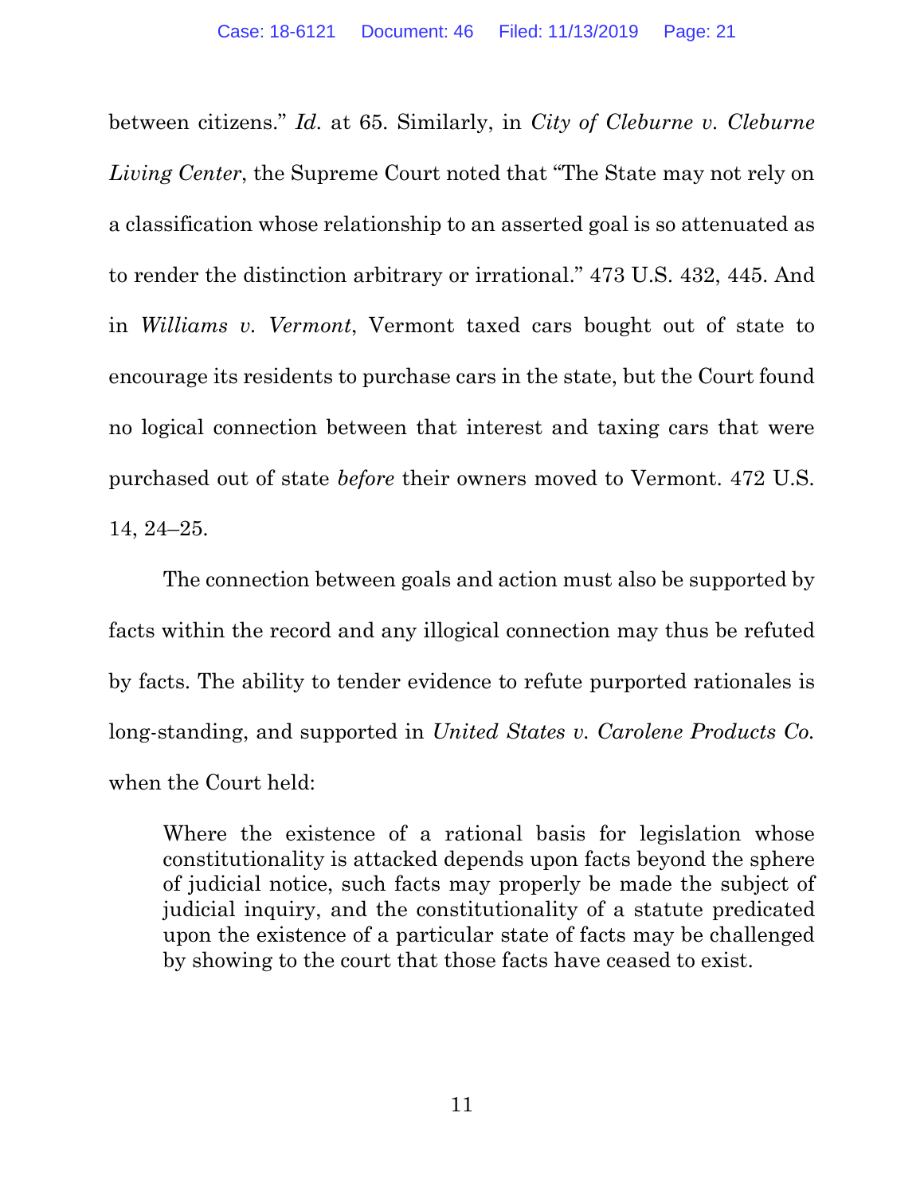between citizens." *Id.* at 65. Similarly, in *City of Cleburne v. Cleburne Living Center*, the Supreme Court noted that "The State may not rely on a classification whose relationship to an asserted goal is so attenuated as to render the distinction arbitrary or irrational." 473 U.S. 432, 445. And in *Williams v. Vermont*, Vermont taxed cars bought out of state to encourage its residents to purchase cars in the state, but the Court found no logical connection between that interest and taxing cars that were purchased out of state *before* their owners moved to Vermont. 472 U.S. 14, 24–25.

The connection between goals and action must also be supported by facts within the record and any illogical connection may thus be refuted by facts. The ability to tender evidence to refute purported rationales is long-standing, and supported in *United States v. Carolene Products Co.* when the Court held:

> Where the existence of a rational basis for legislation whose constitutionality is attacked depends upon facts beyond the sphere of judicial notice, such facts may properly be made the subject of judicial inquiry, and the constitutionality of a statute predicated upon the existence of a particular state of facts may be challenged by showing to the court that those facts have ceased to exist.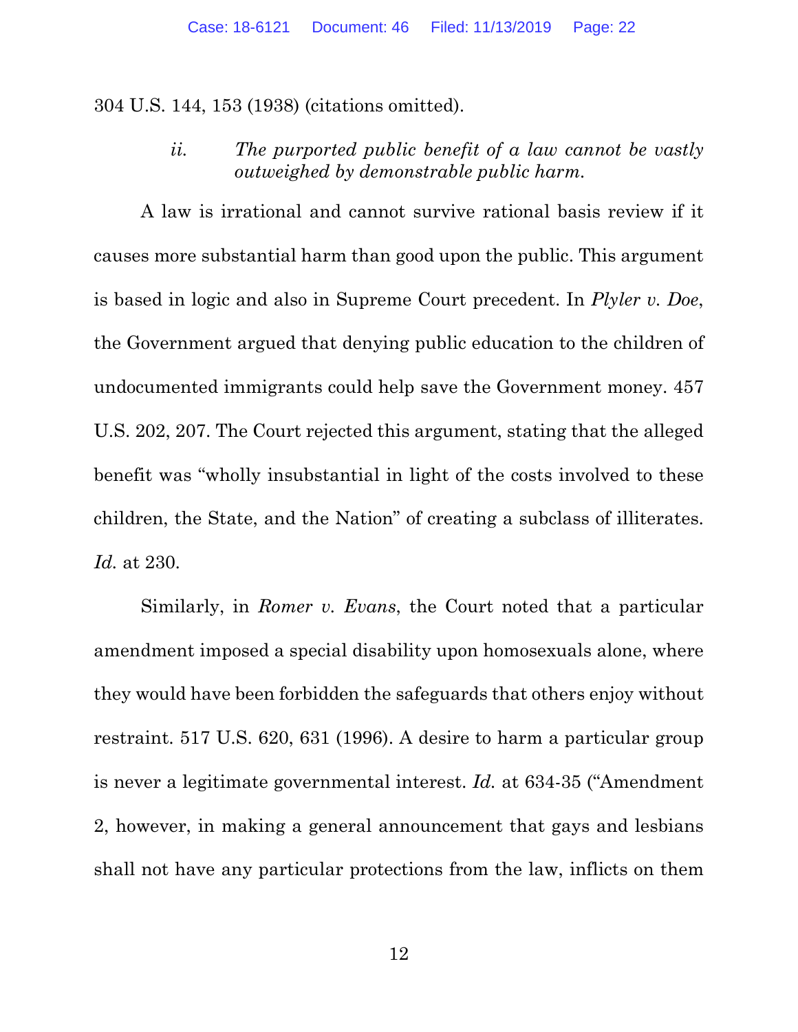304 U.S. 144, 153 (1938) (citations omitted).

*ii. The purported public benefit of a law cannot be vastly outweighed by demonstrable public harm.*

A law is irrational and cannot survive rational basis review if it causes more substantial harm than good upon the public. This argument is based in logic and also in Supreme Court precedent. In *Plyler v. Doe*, the Government argued that denying public education to the children of undocumented immigrants could help save the Government money. 457 U.S. 202, 207. The Court rejected this argument, stating that the alleged benefit was "wholly insubstantial in light of the costs involved to these children, the State, and the Nation" of creating a subclass of illiterates. *Id.* at 230.

Similarly, in *Romer v. Evans*, the Court noted that a particular amendment imposed a special disability upon homosexuals alone, where they would have been forbidden the safeguards that others enjoy without restraint. 517 U.S. 620, 631 (1996). A desire to harm a particular group is never a legitimate governmental interest. *Id.* at 634-35 ("Amendment 2, however, in making a general announcement that gays and lesbians shall not have any particular protections from the law, inflicts on them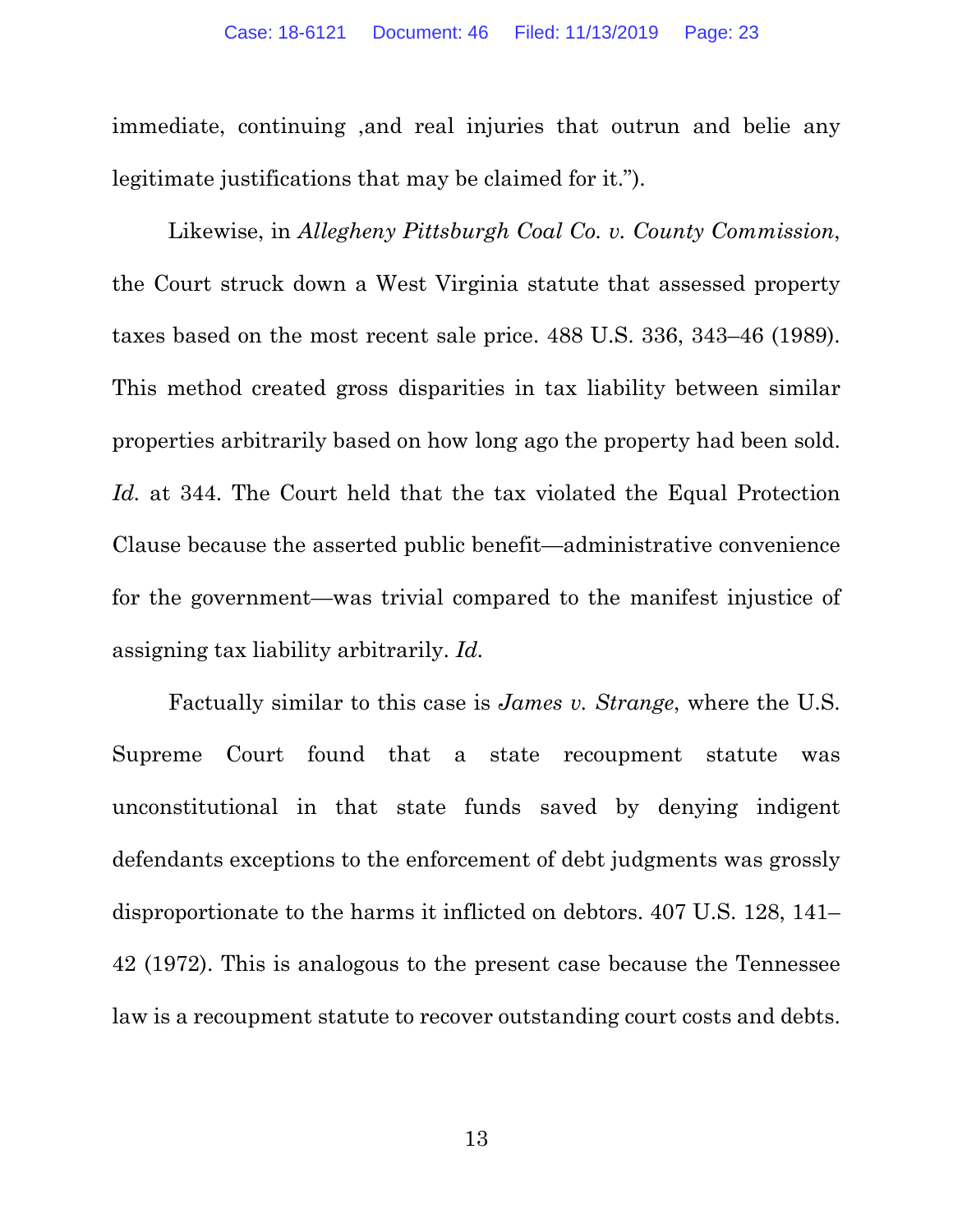immediate, continuing ,and real injuries that outrun and belie any legitimate justifications that may be claimed for it.").

Likewise, in *Allegheny Pittsburgh Coal Co. v. County Commission*, the Court struck down a West Virginia statute that assessed property taxes based on the most recent sale price. 488 U.S. 336, 343–46 (1989). This method created gross disparities in tax liability between similar properties arbitrarily based on how long ago the property had been sold. *Id.* at 344. The Court held that the tax violated the Equal Protection Clause because the asserted public benefit—administrative convenience for the government—was trivial compared to the manifest injustice of assigning tax liability arbitrarily. *Id.*

Factually similar to this case is *James v. Strange*, where the U.S. Supreme Court found that a state recoupment statute was unconstitutional in that state funds saved by denying indigent defendants exceptions to the enforcement of debt judgments was grossly disproportionate to the harms it inflicted on debtors. 407 U.S. 128, 141–42 (1972). This is analogous to the present case because the Tennessee law is a recoupment statute to recover outstanding court costs and debts.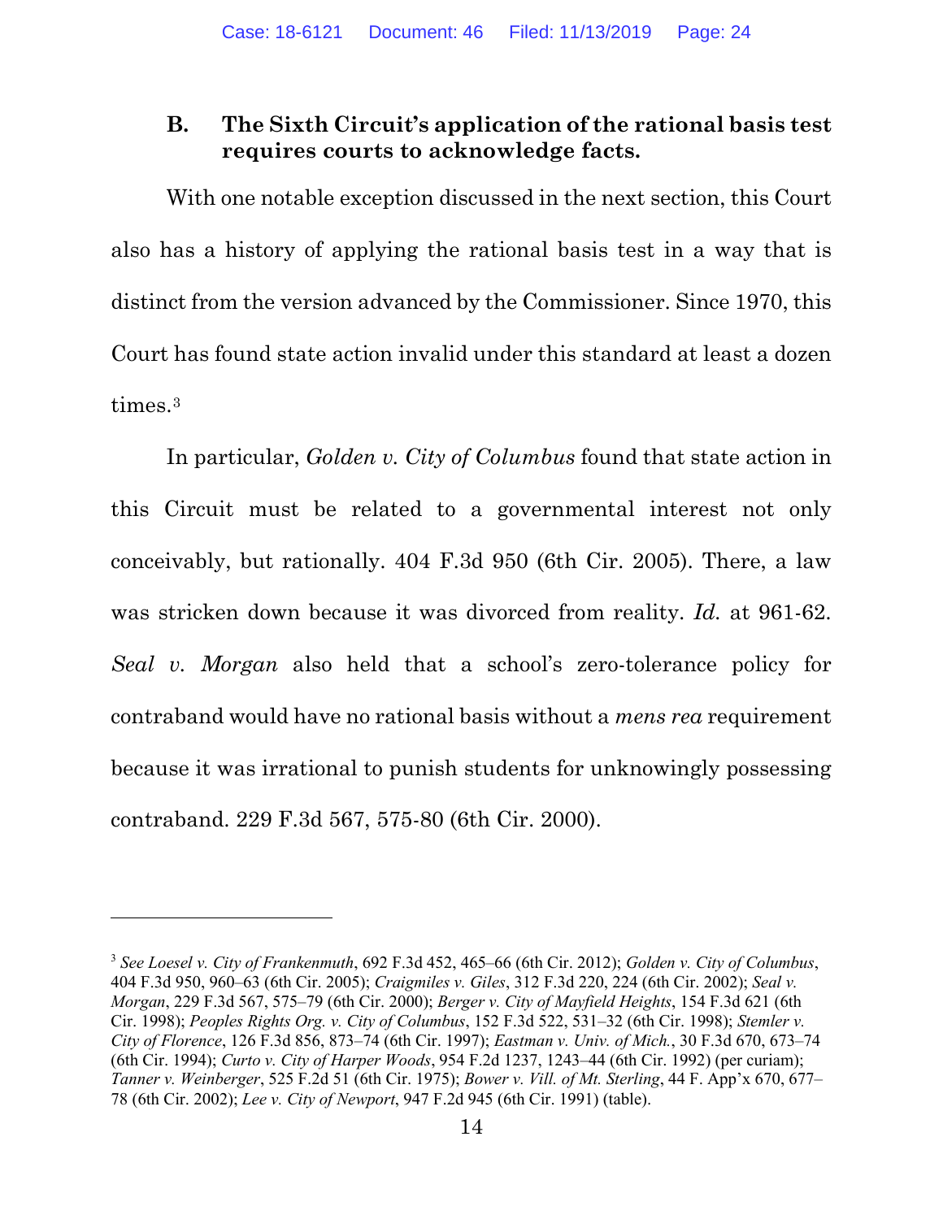### B. The Sixth Circuit's application of the rational basis test requires courts to acknowledge facts.

With one notable exception discussed in the next section, this Court also has a history of applying the rational basis test in a way that is distinct from the version advanced by the Commissioner. Since 1970, this Court has found state action invalid under this standard at least a dozen times.[3]

In particular, *Golden v. City of Columbus* found that state action in this Circuit must be related to a governmental interest not only conceivably, but rationally. 404 F.3d 950 (6th Cir. 2005). There, a law was stricken down because it was divorced from reality. *Id.* at 961-62. *Seal v. Morgan* also held that a school's zero-tolerance policy for contraband would have no rational basis without a *mens rea* requirement because it was irrational to punish students for unknowingly possessing contraband. 229 F.3d 567, 575-80 (6th Cir. 2000).

---

[3] *See Loesel v. City of Frankenmuth*, 692 F.3d 452, 465–66 (6th Cir. 2012); *Golden v. City of Columbus*, 404 F.3d 950, 960–63 (6th Cir. 2005); *Craigmiles v. Giles*, 312 F.3d 220, 224 (6th Cir. 2002); *Seal v. Morgan*, 229 F.3d 567, 575–79 (6th Cir. 2000); *Berger v. City of Mayfield Heights*, 154 F.3d 621 (6th Cir. 1998); *Peoples Rights Org. v. City of Columbus*, 152 F.3d 522, 531–32 (6th Cir. 1998); *Stemler v. City of Florence*, 126 F.3d 856, 873–74 (6th Cir. 1997); *Eastman v. Univ. of Mich.*, 30 F.3d 670, 673–74 (6th Cir. 1994); *Curto v. City of Harper Woods*, 954 F.2d 1237, 1243–44 (6th Cir. 1992) (per curiam); *Tanner v. Weinberger*, 525 F.2d 51 (6th Cir. 1975); *Bower v. Vill. of Mt. Sterling*, 44 F. App'x 670, 677–78 (6th Cir. 2002); *Lee v. City of Newport*, 947 F.2d 945 (6th Cir. 1991) (table).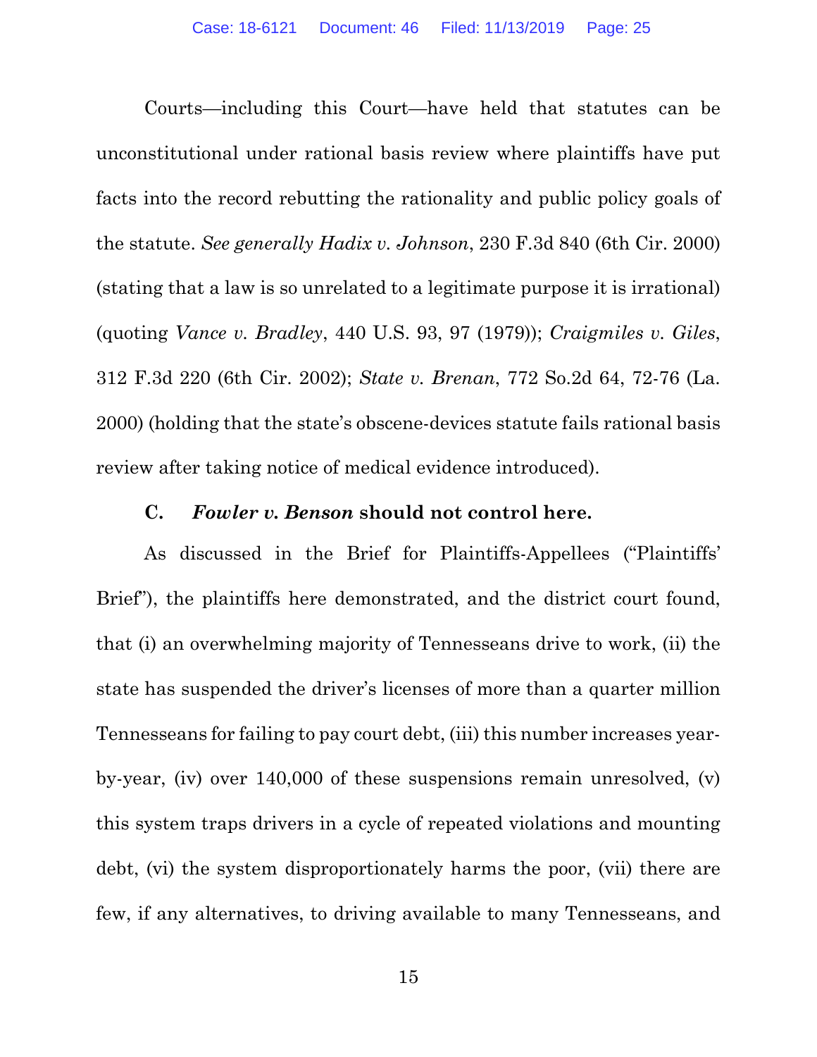Courts—including this Court—have held that statutes can be unconstitutional under rational basis review where plaintiffs have put facts into the record rebutting the rationality and public policy goals of the statute. *See generally Hadix v. Johnson*, 230 F.3d 840 (6th Cir. 2000) (stating that a law is so unrelated to a legitimate purpose it is irrational) (quoting *Vance v. Bradley*, 440 U.S. 93, 97 (1979)); *Craigmiles v. Giles*, 312 F.3d 220 (6th Cir. 2002); *State v. Brenan*, 772 So.2d 64, 72-76 (La. 2000) (holding that the state's obscene-devices statute fails rational basis review after taking notice of medical evidence introduced).

### C. *Fowler v. Benson* should not control here.

As discussed in the Brief for Plaintiffs-Appellees ("Plaintiffs' Brief"), the plaintiffs here demonstrated, and the district court found, that (i) an overwhelming majority of Tennesseans drive to work, (ii) the state has suspended the driver's licenses of more than a quarter million Tennesseans for failing to pay court debt, (iii) this number increases year-by-year, (iv) over 140,000 of these suspensions remain unresolved, (v) this system traps drivers in a cycle of repeated violations and mounting debt, (vi) the system disproportionately harms the poor, (vii) there are few, if any alternatives, to driving available to many Tennesseans, and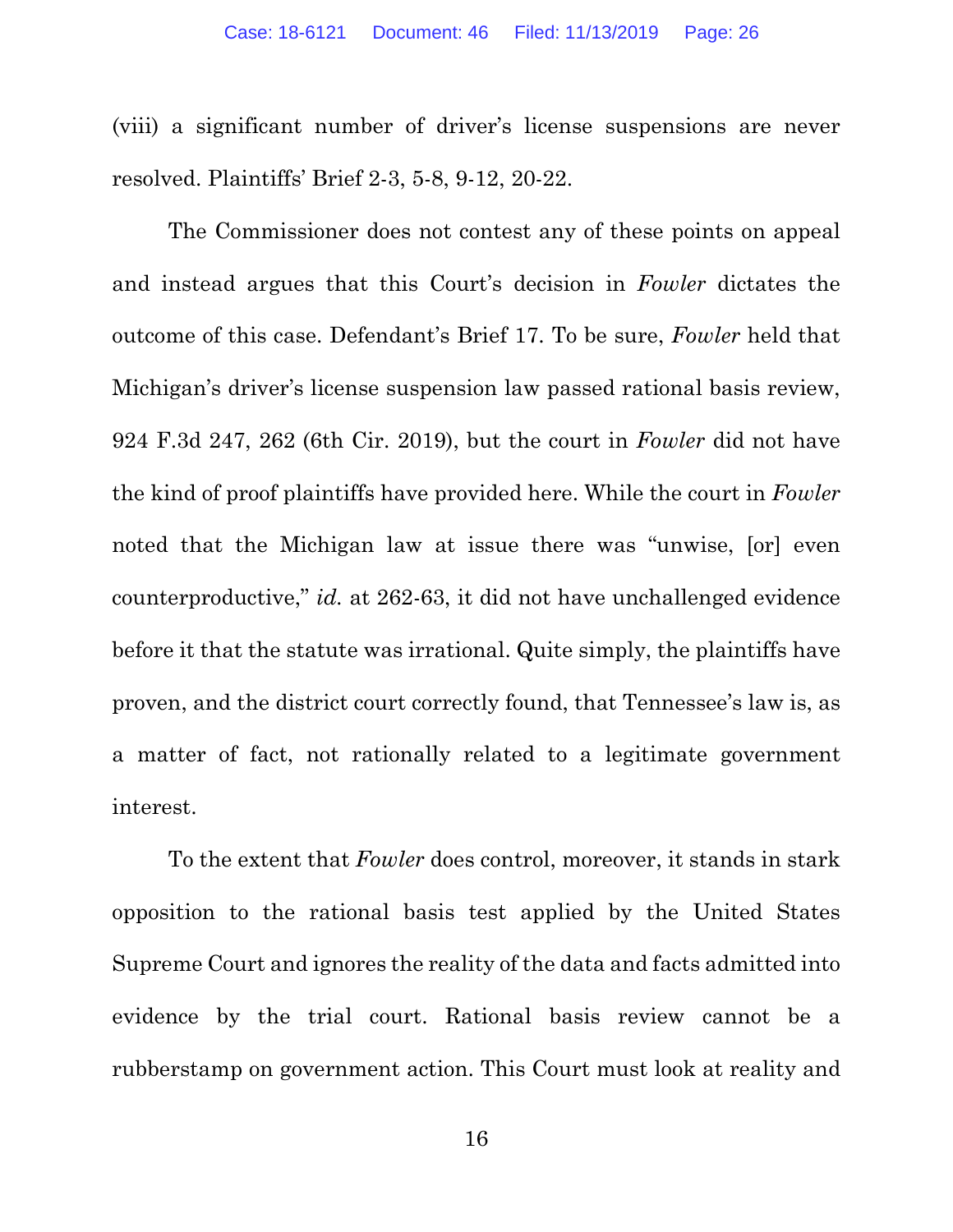(viii) a significant number of driver's license suspensions are never resolved. Plaintiffs' Brief 2-3, 5-8, 9-12, 20-22.

The Commissioner does not contest any of these points on appeal and instead argues that this Court's decision in *Fowler* dictates the outcome of this case. Defendant's Brief 17. To be sure, *Fowler* held that Michigan's driver's license suspension law passed rational basis review, 924 F.3d 247, 262 (6th Cir. 2019), but the court in *Fowler* did not have the kind of proof plaintiffs have provided here. While the court in *Fowler* noted that the Michigan law at issue there was "unwise, [or] even counterproductive," *id.* at 262-63, it did not have unchallenged evidence before it that the statute was irrational. Quite simply, the plaintiffs have proven, and the district court correctly found, that Tennessee's law is, as a matter of fact, not rationally related to a legitimate government interest.

To the extent that *Fowler* does control, moreover, it stands in stark opposition to the rational basis test applied by the United States Supreme Court and ignores the reality of the data and facts admitted into evidence by the trial court. Rational basis review cannot be a rubberstamp on government action. This Court must look at reality and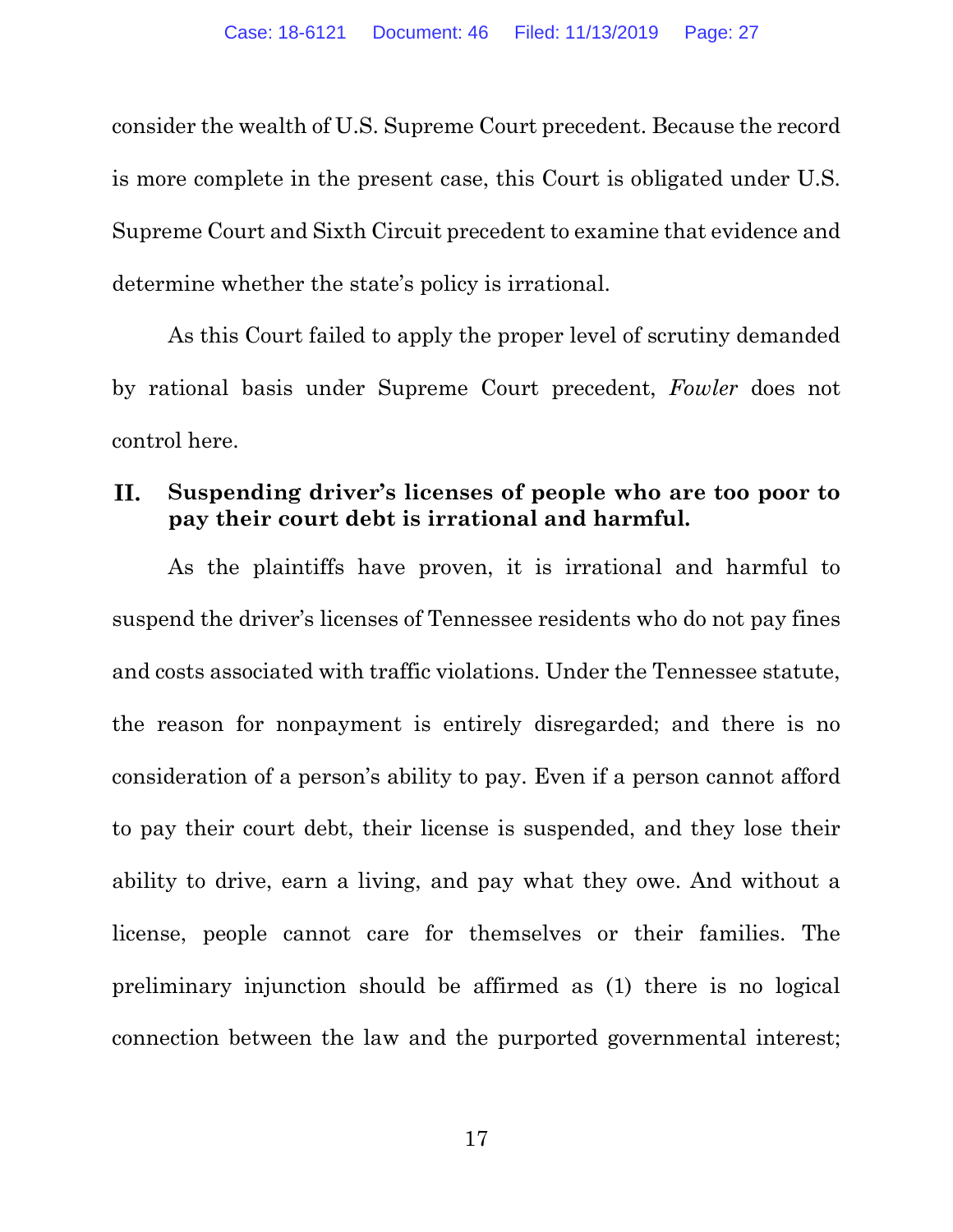consider the wealth of U.S. Supreme Court precedent. Because the record is more complete in the present case, this Court is obligated under U.S. Supreme Court and Sixth Circuit precedent to examine that evidence and determine whether the state's policy is irrational.

As this Court failed to apply the proper level of scrutiny demanded by rational basis under Supreme Court precedent, *Fowler* does not control here.

## II. Suspending driver's licenses of people who are too poor to pay their court debt is irrational and harmful.

As the plaintiffs have proven, it is irrational and harmful to suspend the driver's licenses of Tennessee residents who do not pay fines and costs associated with traffic violations. Under the Tennessee statute, the reason for nonpayment is entirely disregarded; and there is no consideration of a person's ability to pay. Even if a person cannot afford to pay their court debt, their license is suspended, and they lose their ability to drive, earn a living, and pay what they owe. And without a license, people cannot care for themselves or their families. The preliminary injunction should be affirmed as (1) there is no logical connection between the law and the purported governmental interest;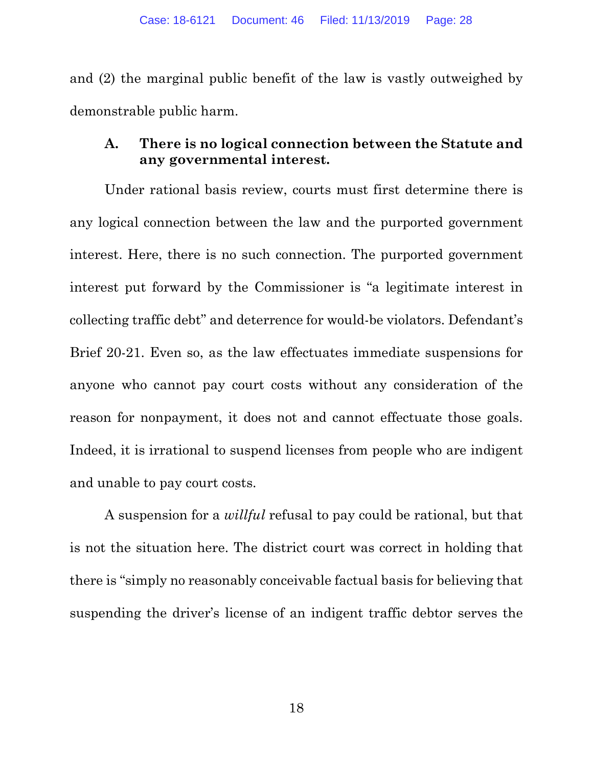and (2) the marginal public benefit of the law is vastly outweighed by demonstrable public harm.

### A. There is no logical connection between the Statute and any governmental interest.

Under rational basis review, courts must first determine there is any logical connection between the law and the purported government interest. Here, there is no such connection. The purported government interest put forward by the Commissioner is "a legitimate interest in collecting traffic debt" and deterrence for would-be violators. Defendant's Brief 20-21. Even so, as the law effectuates immediate suspensions for anyone who cannot pay court costs without any consideration of the reason for nonpayment, it does not and cannot effectuate those goals. Indeed, it is irrational to suspend licenses from people who are indigent and unable to pay court costs.

A suspension for a *willful* refusal to pay could be rational, but that is not the situation here. The district court was correct in holding that there is "simply no reasonably conceivable factual basis for believing that suspending the driver's license of an indigent traffic debtor serves the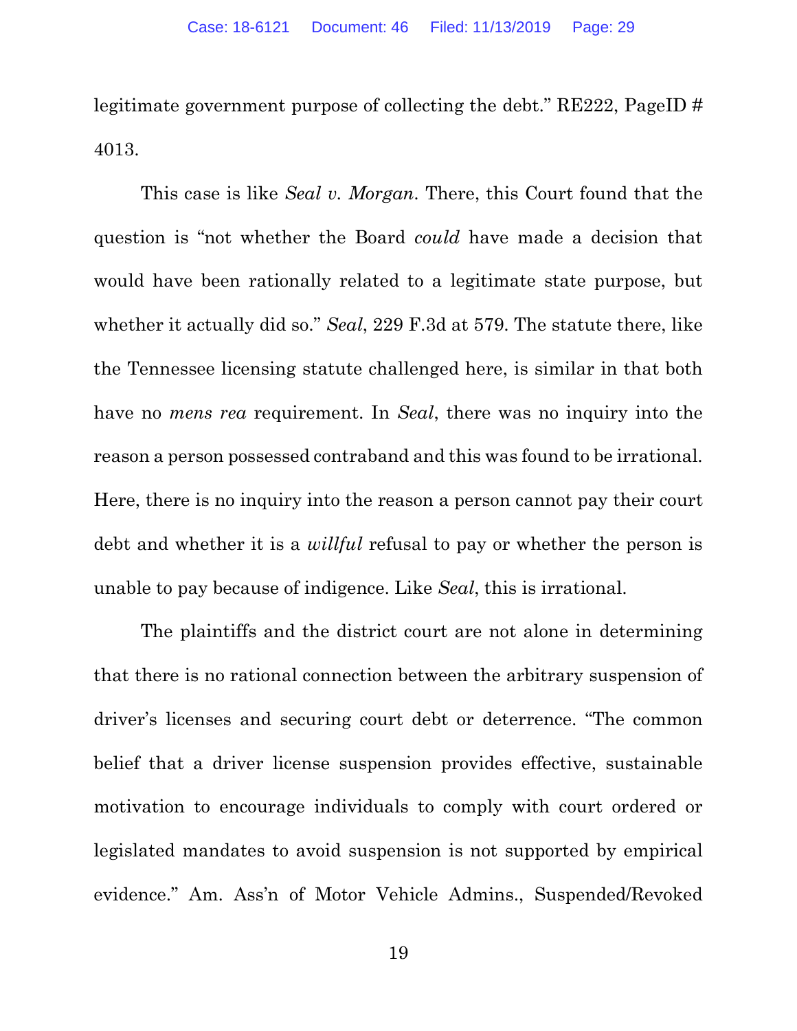legitimate government purpose of collecting the debt." RE222, PageID # 4013.

This case is like *Seal v. Morgan*. There, this Court found that the question is "not whether the Board *could* have made a decision that would have been rationally related to a legitimate state purpose, but whether it actually did so." *Seal*, 229 F.3d at 579. The statute there, like the Tennessee licensing statute challenged here, is similar in that both have no *mens rea* requirement. In *Seal*, there was no inquiry into the reason a person possessed contraband and this was found to be irrational. Here, there is no inquiry into the reason a person cannot pay their court debt and whether it is a *willful* refusal to pay or whether the person is unable to pay because of indigence. Like *Seal*, this is irrational.

The plaintiffs and the district court are not alone in determining that there is no rational connection between the arbitrary suspension of driver's licenses and securing court debt or deterrence. "The common belief that a driver license suspension provides effective, sustainable motivation to encourage individuals to comply with court ordered or legislated mandates to avoid suspension is not supported by empirical evidence." Am. Ass'n of Motor Vehicle Admins., Suspended/Revoked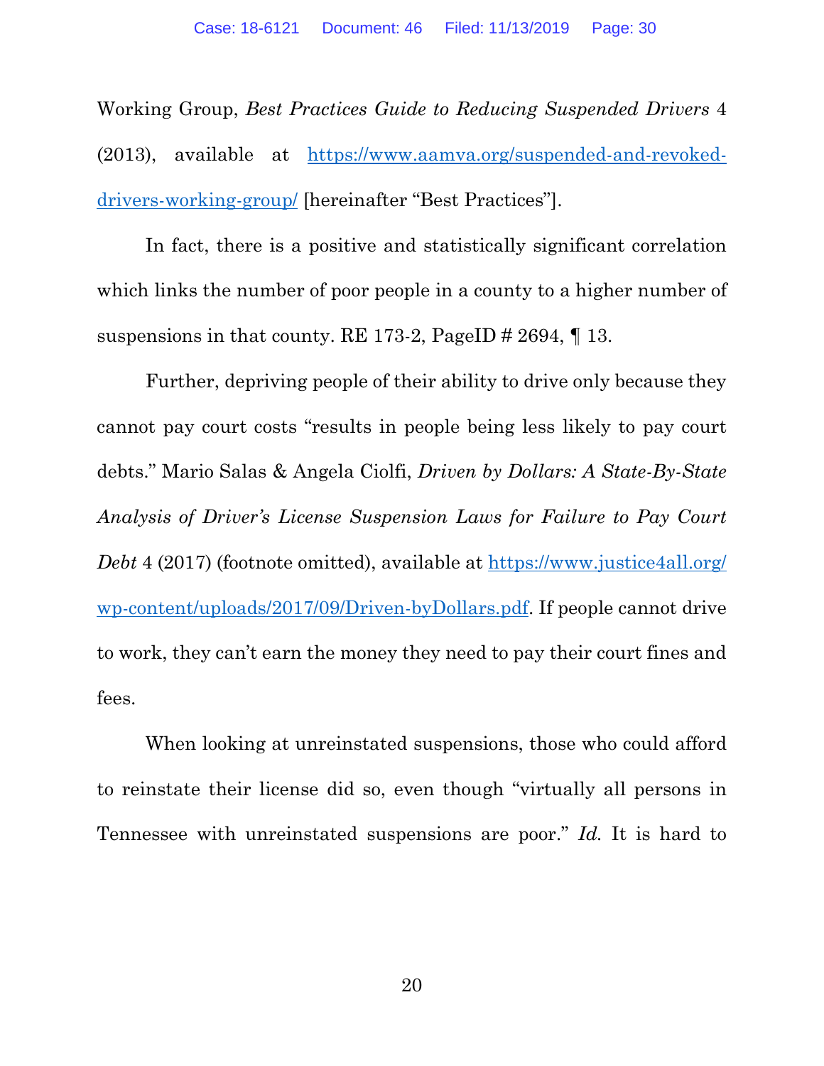Working Group, *Best Practices Guide to Reducing Suspended Drivers* 4 (2013), available at [https://www.aamva.org/suspended-and-revoked-drivers-working-group/](https://www.aamva.org/suspended-and-revoked-drivers-working-group/) [hereinafter "Best Practices"].

In fact, there is a positive and statistically significant correlation which links the number of poor people in a county to a higher number of suspensions in that county. RE 173-2, PageID # 2694, ¶ 13.

Further, depriving people of their ability to drive only because they cannot pay court costs "results in people being less likely to pay court debts." Mario Salas & Angela Ciolfi, *Driven by Dollars: A State-By-State Analysis of Driver's License Suspension Laws for Failure to Pay Court Debt* 4 (2017) (footnote omitted), available at [https://www.justice4all.org/wp-content/uploads/2017/09/Driven-byDollars.pdf](https://www.justice4all.org/wp-content/uploads/2017/09/Driven-byDollars.pdf). If people cannot drive to work, they can't earn the money they need to pay their court fines and fees.

When looking at unreinstated suspensions, those who could afford to reinstate their license did so, even though "virtually all persons in Tennessee with unreinstated suspensions are poor." *Id.* It is hard to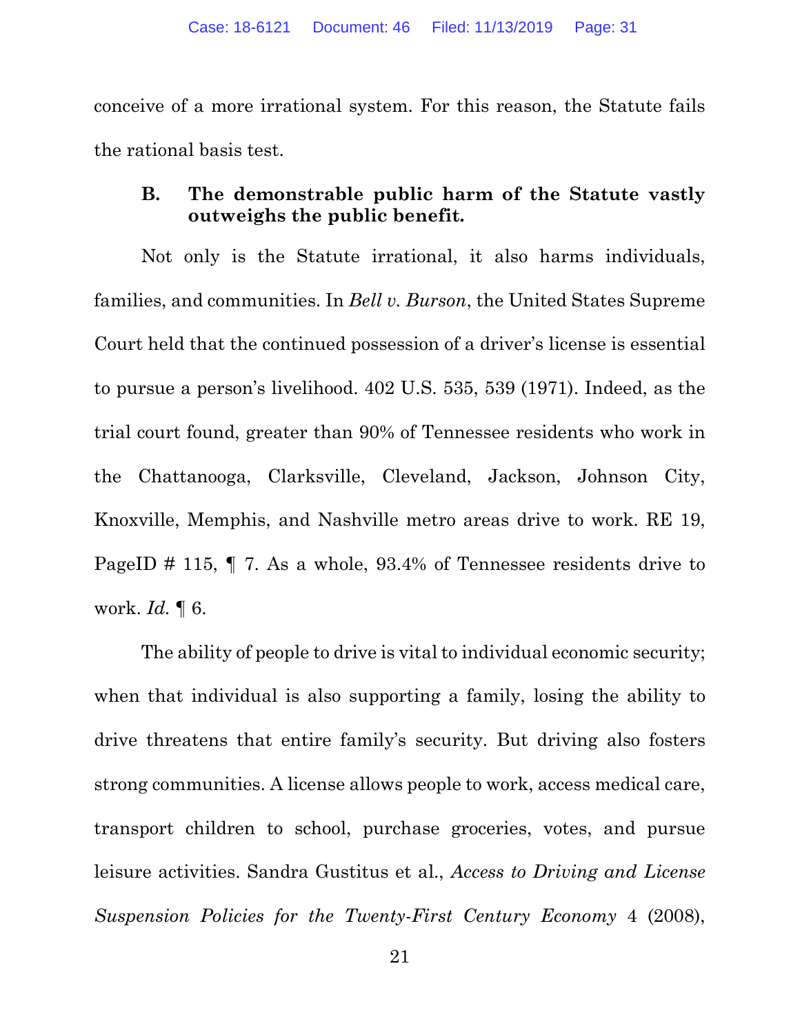conceive of a more irrational system. For this reason, the Statute fails the rational basis test.

### B. The demonstrable public harm of the Statute vastly outweighs the public benefit.

Not only is the Statute irrational, it also harms individuals, families, and communities. In *Bell v. Burson*, the United States Supreme Court held that the continued possession of a driver's license is essential to pursue a person's livelihood. 402 U.S. 535, 539 (1971). Indeed, as the trial court found, greater than 90% of Tennessee residents who work in the Chattanooga, Clarksville, Cleveland, Jackson, Johnson City, Knoxville, Memphis, and Nashville metro areas drive to work. RE 19, PageID # 115, ¶ 7. As a whole, 93.4% of Tennessee residents drive to work. *Id.* ¶ 6.

The ability of people to drive is vital to individual economic security; when that individual is also supporting a family, losing the ability to drive threatens that entire family's security. But driving also fosters strong communities. A license allows people to work, access medical care, transport children to school, purchase groceries, votes, and pursue leisure activities. Sandra Gustitus et al., *Access to Driving and License Suspension Policies for the Twenty-First Century Economy* 4 (2008),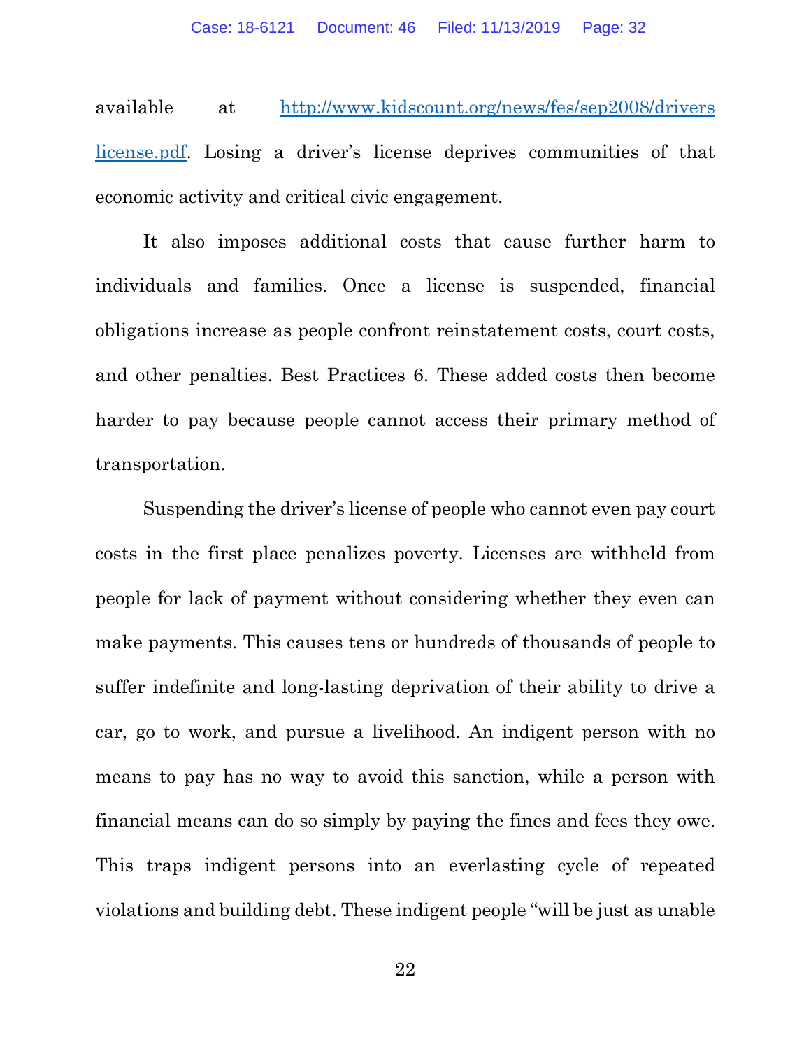available at [http://www.kidscount.org/news/fes/sep2008/driverslicense.pdf](http://www.kidscount.org/news/fes/sep2008/driverslicense.pdf). Losing a driver's license deprives communities of that economic activity and critical civic engagement.

It also imposes additional costs that cause further harm to individuals and families. Once a license is suspended, financial obligations increase as people confront reinstatement costs, court costs, and other penalties. Best Practices 6. These added costs then become harder to pay because people cannot access their primary method of transportation.

Suspending the driver's license of people who cannot even pay court costs in the first place penalizes poverty. Licenses are withheld from people for lack of payment without considering whether they even can make payments. This causes tens or hundreds of thousands of people to suffer indefinite and long-lasting deprivation of their ability to drive a car, go to work, and pursue a livelihood. An indigent person with no means to pay has no way to avoid this sanction, while a person with financial means can do so simply by paying the fines and fees they owe. This traps indigent persons into an everlasting cycle of repeated violations and building debt. These indigent people "will be just as unable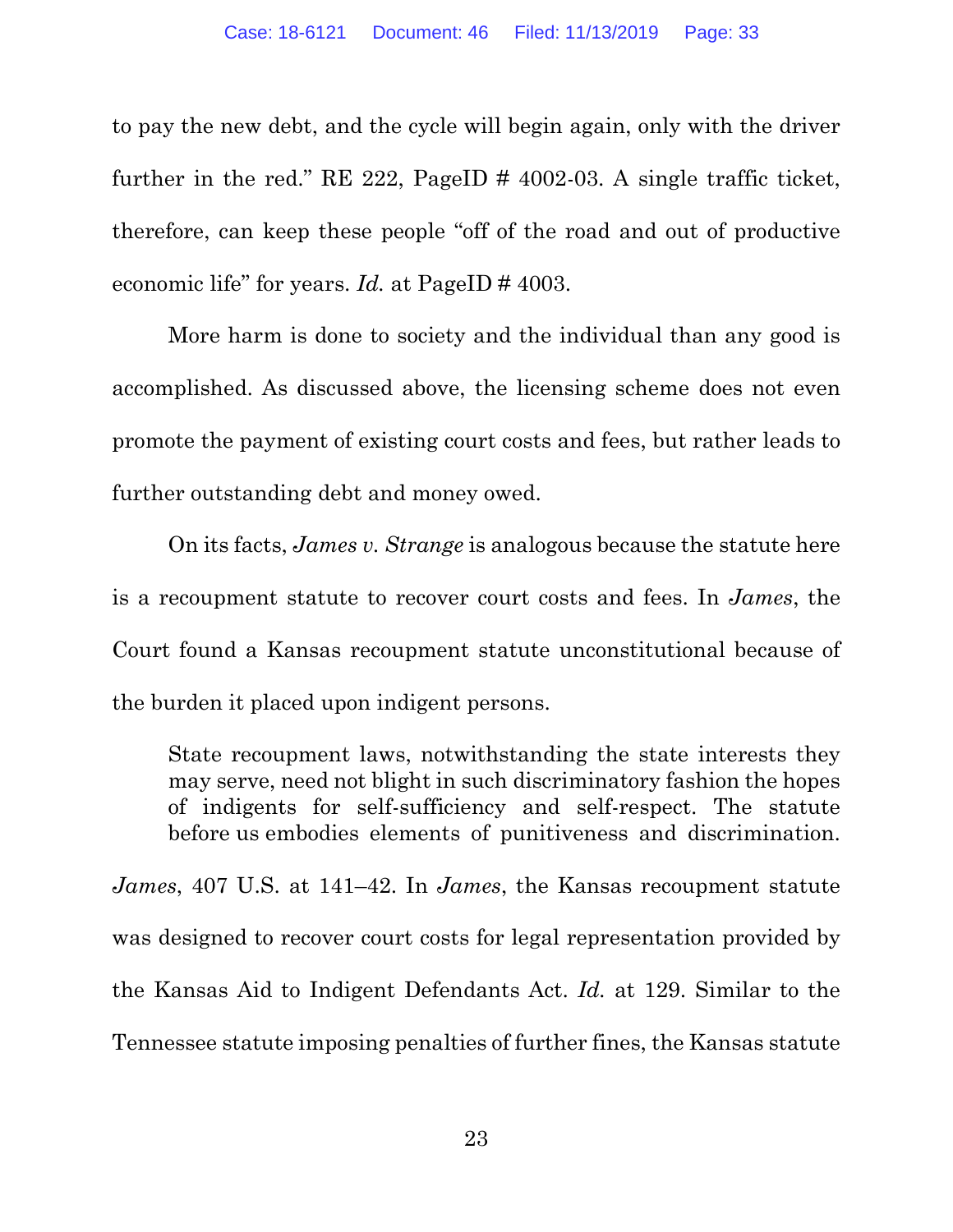to pay the new debt, and the cycle will begin again, only with the driver further in the red." RE 222, PageID # 4002-03. A single traffic ticket, therefore, can keep these people "off of the road and out of productive economic life" for years. *Id.* at PageID # 4003.

More harm is done to society and the individual than any good is accomplished. As discussed above, the licensing scheme does not even promote the payment of existing court costs and fees, but rather leads to further outstanding debt and money owed.

On its facts, *James v. Strange* is analogous because the statute here is a recoupment statute to recover court costs and fees. In *James*, the Court found a Kansas recoupment statute unconstitutional because of the burden it placed upon indigent persons.

> State recoupment laws, notwithstanding the state interests they may serve, need not blight in such discriminatory fashion the hopes of indigents for self-sufficiency and self-respect. The statute before us embodies elements of punitiveness and discrimination.

*James*, 407 U.S. at 141–42. In *James*, the Kansas recoupment statute was designed to recover court costs for legal representation provided by the Kansas Aid to Indigent Defendants Act. *Id.* at 129. Similar to the Tennessee statute imposing penalties of further fines, the Kansas statute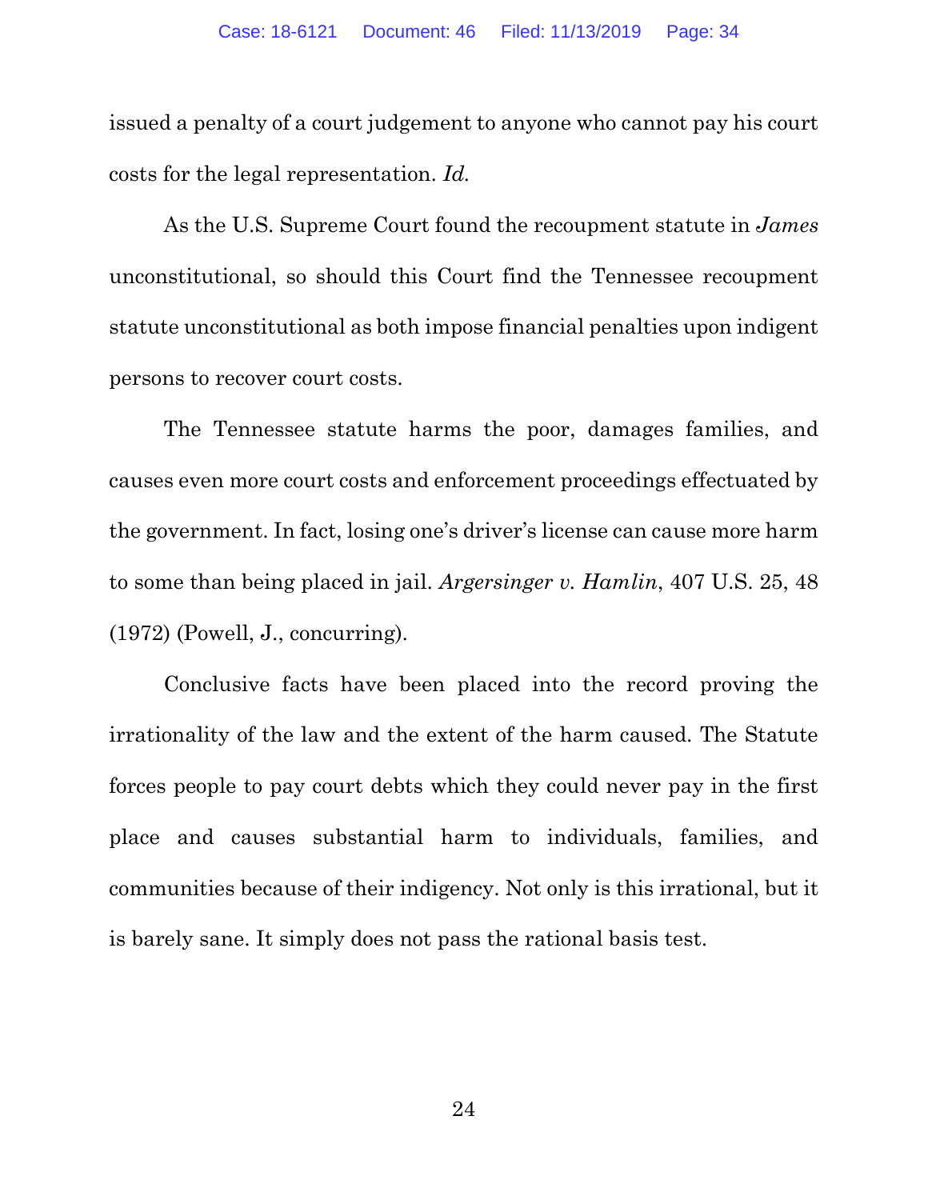issued a penalty of a court judgement to anyone who cannot pay his court costs for the legal representation. *Id.*

As the U.S. Supreme Court found the recoupment statute in *James* unconstitutional, so should this Court find the Tennessee recoupment statute unconstitutional as both impose financial penalties upon indigent persons to recover court costs.

The Tennessee statute harms the poor, damages families, and causes even more court costs and enforcement proceedings effectuated by the government. In fact, losing one's driver's license can cause more harm to some than being placed in jail. *Argersinger v. Hamlin*, 407 U.S. 25, 48 (1972) (Powell, J., concurring).

Conclusive facts have been placed into the record proving the irrationality of the law and the extent of the harm caused. The Statute forces people to pay court debts which they could never pay in the first place and causes substantial harm to individuals, families, and communities because of their indigency. Not only is this irrational, but it is barely sane. It simply does not pass the rational basis test.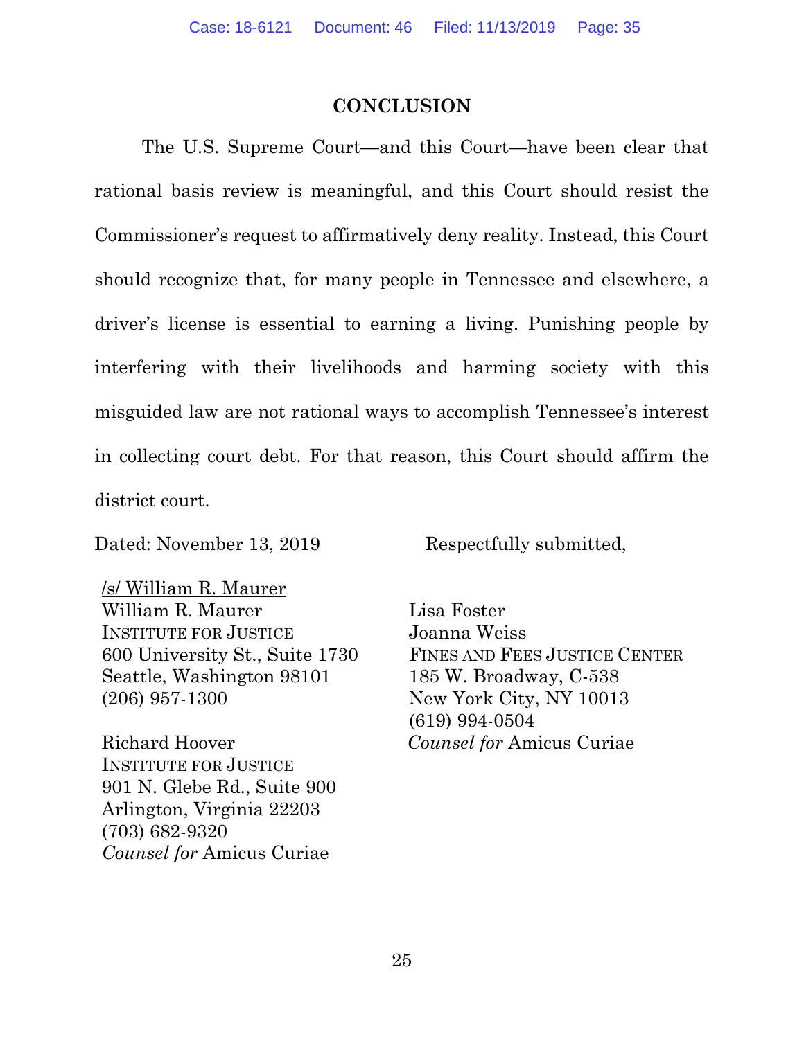## CONCLUSION

The U.S. Supreme Court—and this Court—have been clear that rational basis review is meaningful, and this Court should resist the Commissioner's request to affirmatively deny reality. Instead, this Court should recognize that, for many people in Tennessee and elsewhere, a driver's license is essential to earning a living. Punishing people by interfering with their livelihoods and harming society with this misguided law are not rational ways to accomplish Tennessee's interest in collecting court debt. For that reason, this Court should affirm the district court.

Dated: November 13, 2019

Respectfully submitted,

/s/ William R. Maurer
William R. Maurer
INSTITUTE FOR JUSTICE
600 University St., Suite 1730
Seattle, Washington 98101
(206) 957-1300

Richard Hoover
INSTITUTE FOR JUSTICE
901 N. Glebe Rd., Suite 900
Arlington, Virginia 22203
(703) 682-9320
*Counsel for* Amicus Curiae

Lisa Foster
Joanna Weiss
FINES AND FEES JUSTICE CENTER
185 W. Broadway, C-538
New York City, NY 10013
(619) 994-0504
*Counsel for* Amicus Curiae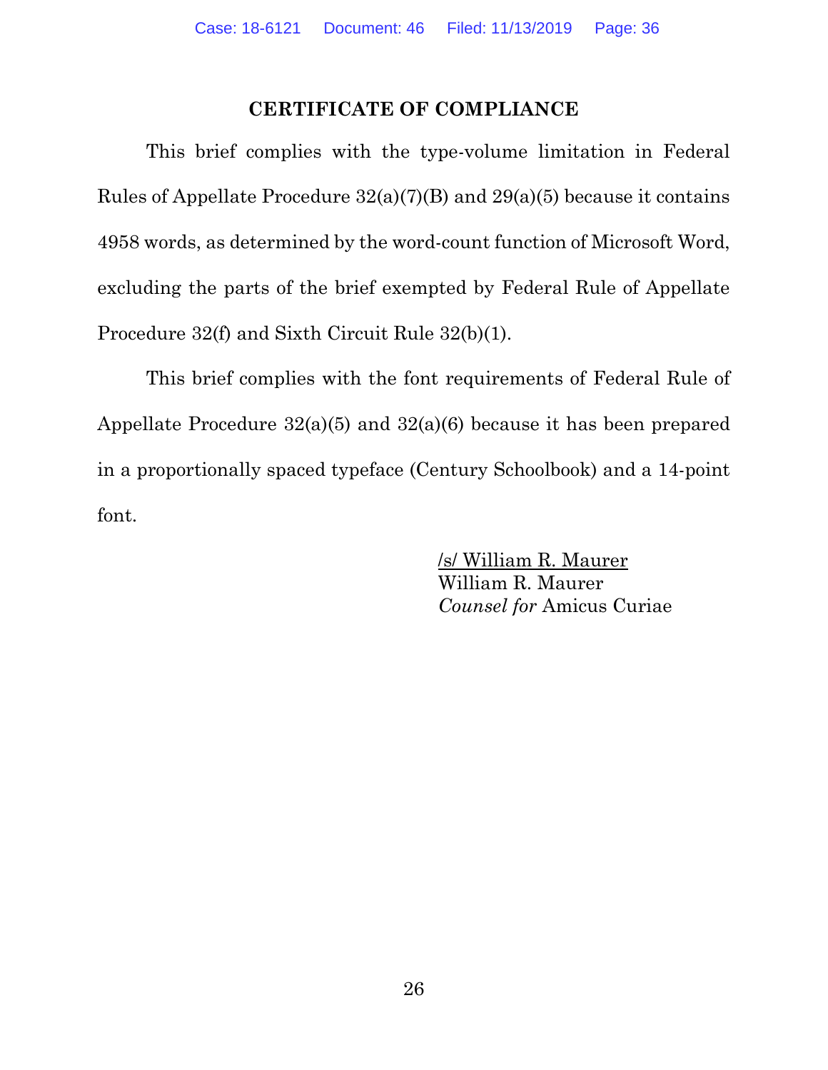## CERTIFICATE OF COMPLIANCE

This brief complies with the type-volume limitation in Federal Rules of Appellate Procedure 32(a)(7)(B) and 29(a)(5) because it contains 4958 words, as determined by the word-count function of Microsoft Word, excluding the parts of the brief exempted by Federal Rule of Appellate Procedure 32(f) and Sixth Circuit Rule 32(b)(1).

This brief complies with the font requirements of Federal Rule of Appellate Procedure 32(a)(5) and 32(a)(6) because it has been prepared in a proportionally spaced typeface (Century Schoolbook) and a 14-point font.

/s/ William R. Maurer
William R. Maurer
*Counsel for* Amicus Curiae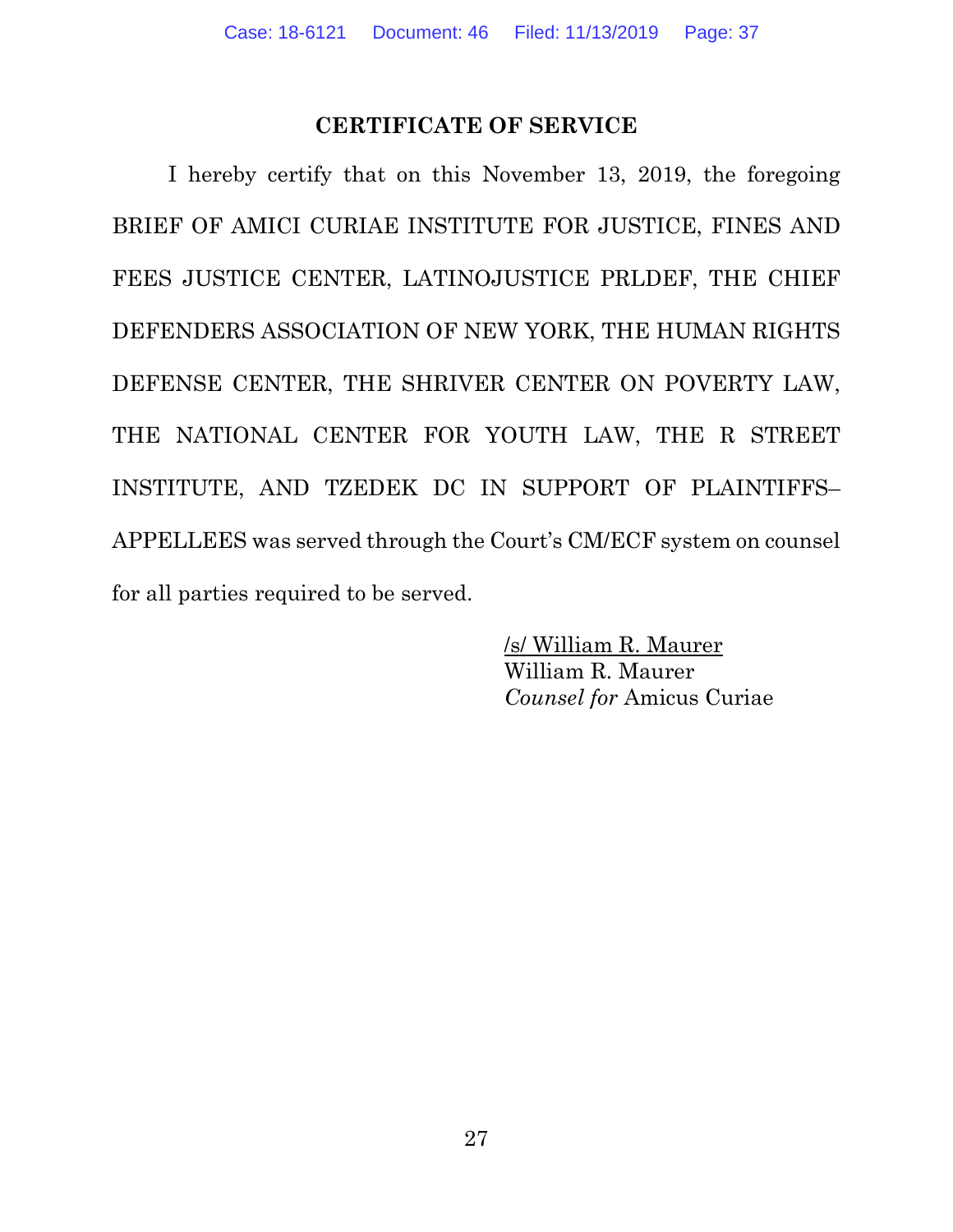## CERTIFICATE OF SERVICE

I hereby certify that on this November 13, 2019, the foregoing BRIEF OF AMICI CURIAE INSTITUTE FOR JUSTICE, FINES AND FEES JUSTICE CENTER, LATINOJUSTICE PRLDEF, THE CHIEF DEFENDERS ASSOCIATION OF NEW YORK, THE HUMAN RIGHTS DEFENSE CENTER, THE SHRIVER CENTER ON POVERTY LAW, THE NATIONAL CENTER FOR YOUTH LAW, THE R STREET INSTITUTE, AND TZEDEK DC IN SUPPORT OF PLAINTIFFS–APPELLEES was served through the Court's CM/ECF system on counsel for all parties required to be served.

/s/ William R. Maurer
William R. Maurer
*Counsel for* Amicus Curiae